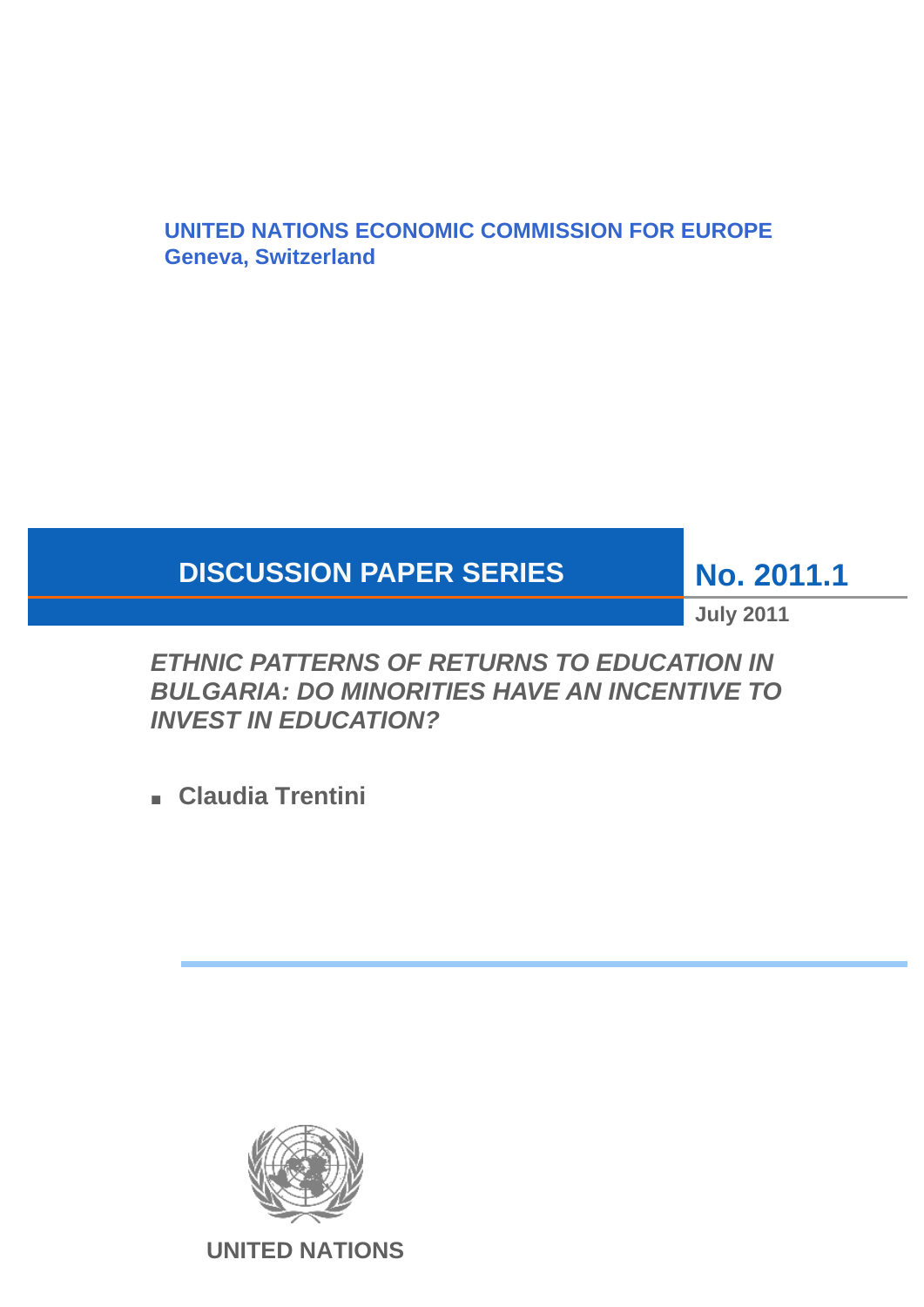**UNITED NATIONS ECONOMIC COMMISSION FOR EUROPE**
**Geneva, Switzerland**

# DISCUSSION PAPER SERIES

**No. 2011.1**

**July 2011**

## *ETHNIC PATTERNS OF RETURNS TO EDUCATION IN BULGARIA: DO MINORITIES HAVE AN INCENTIVE TO INVEST IN EDUCATION?*

- **Claudia Trentini**

**UNITED NATIONS**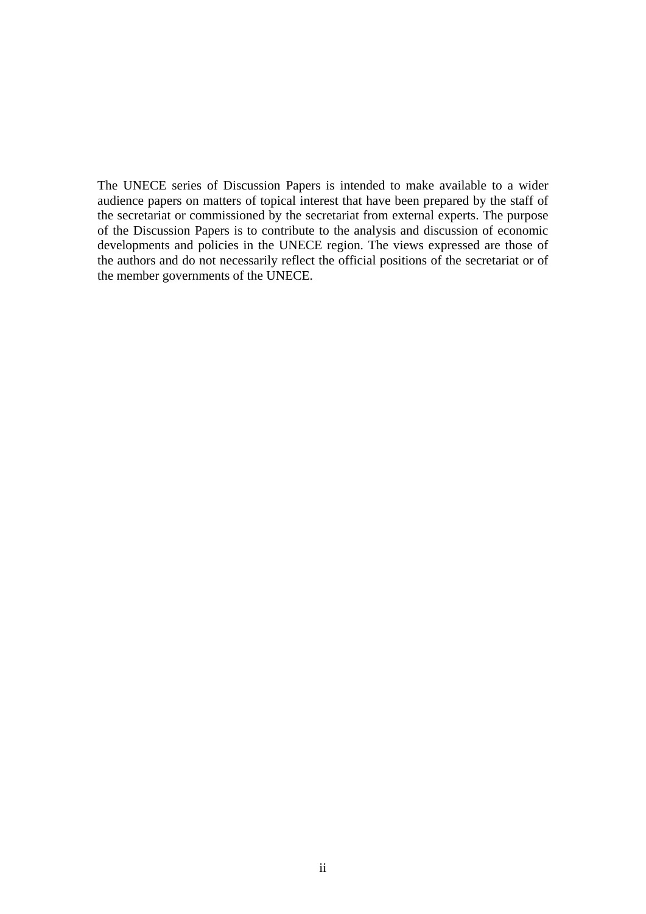The UNECE series of Discussion Papers is intended to make available to a wider audience papers on matters of topical interest that have been prepared by the staff of the secretariat or commissioned by the secretariat from external experts. The purpose of the Discussion Papers is to contribute to the analysis and discussion of economic developments and policies in the UNECE region. The views expressed are those of the authors and do not necessarily reflect the official positions of the secretariat or of the member governments of the UNECE.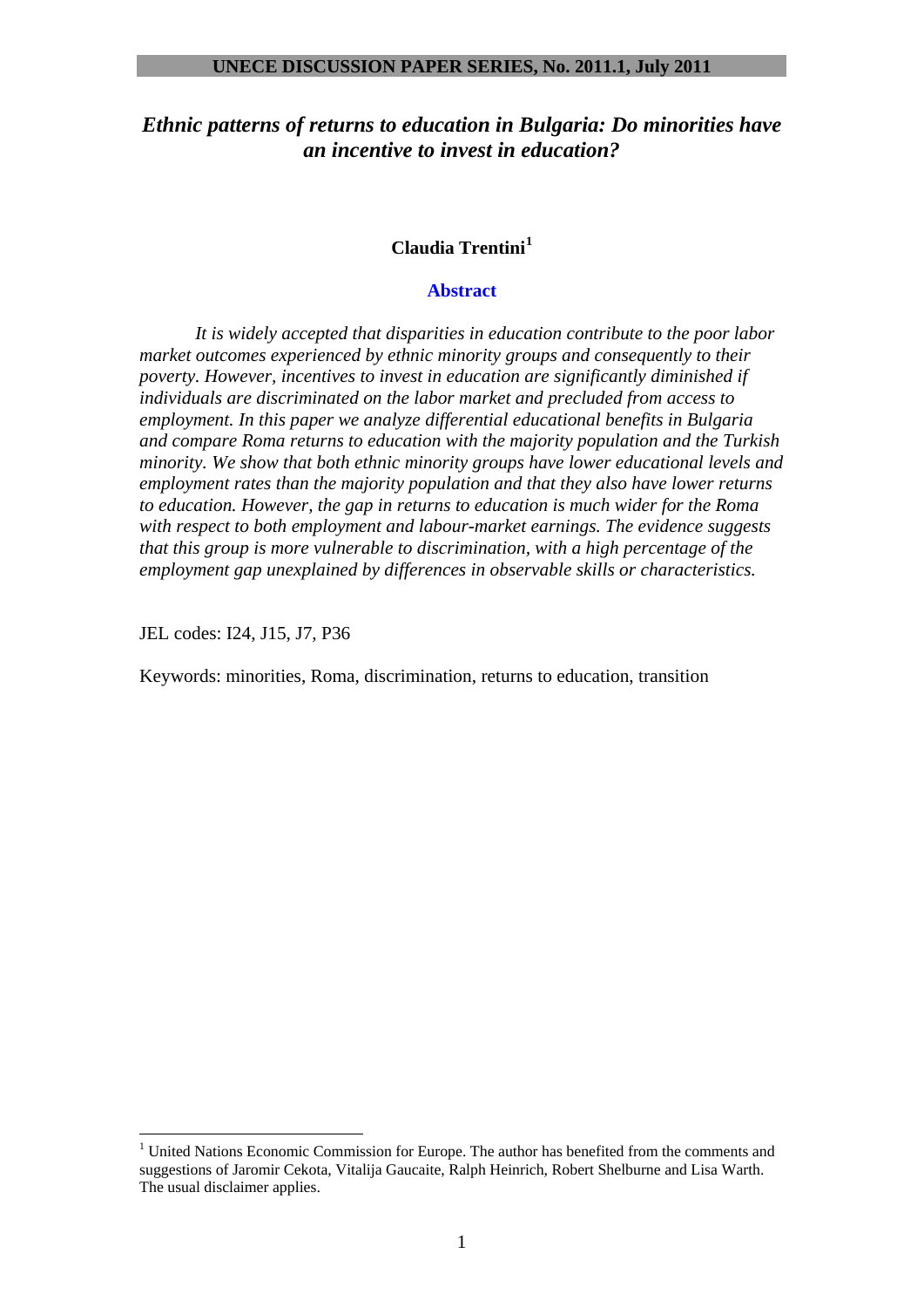**UNECE DISCUSSION PAPER SERIES, No. 2011.1, July 2011**

# *Ethnic patterns of returns to education in Bulgaria: Do minorities have an incentive to invest in education?*

**Claudia Trentini**[1]

## Abstract

*It is widely accepted that disparities in education contribute to the poor labor market outcomes experienced by ethnic minority groups and consequently to their poverty. However, incentives to invest in education are significantly diminished if individuals are discriminated on the labor market and precluded from access to employment. In this paper we analyze differential educational benefits in Bulgaria and compare Roma returns to education with the majority population and the Turkish minority. We show that both ethnic minority groups have lower educational levels and employment rates than the majority population and that they also have lower returns to education. However, the gap in returns to education is much wider for the Roma with respect to both employment and labour-market earnings. The evidence suggests that this group is more vulnerable to discrimination, with a high percentage of the employment gap unexplained by differences in observable skills or characteristics.*

JEL codes: I24, J15, J7, P36

Keywords: minorities, Roma, discrimination, returns to education, transition

[1] United Nations Economic Commission for Europe. The author has benefited from the comments and suggestions of Jaromir Cekota, Vitalija Gaucaite, Ralph Heinrich, Robert Shelburne and Lisa Warth. The usual disclaimer applies.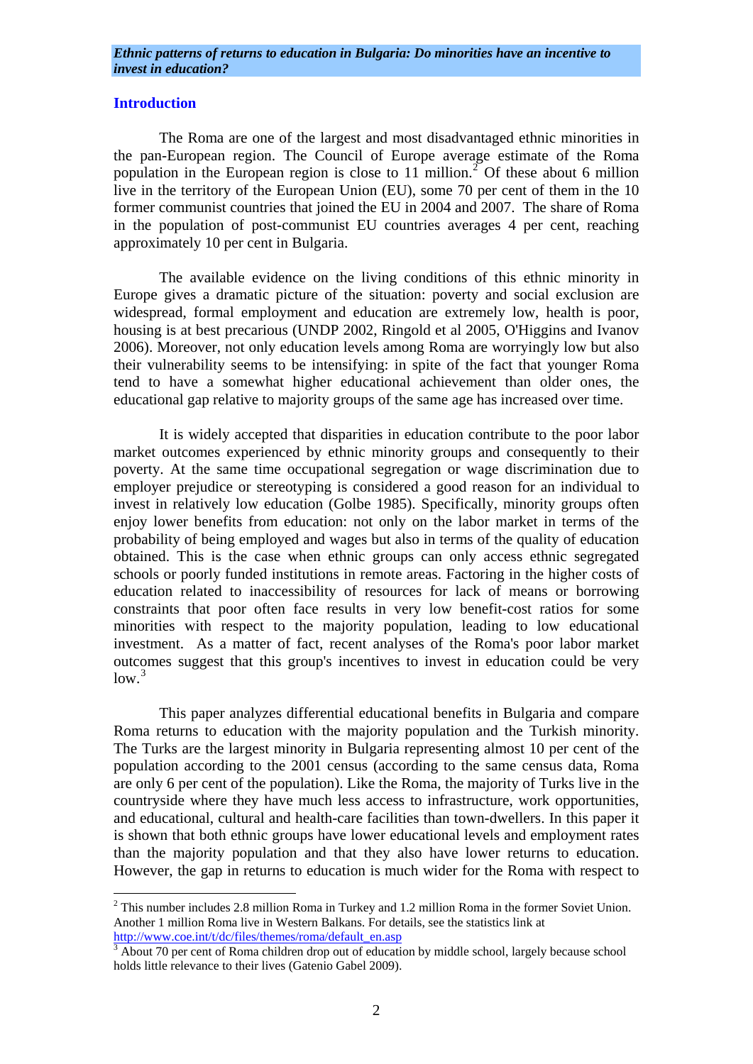**Ethnic patterns of returns to education in Bulgaria: Do minorities have an incentive to invest in education?**

## Introduction

The Roma are one of the largest and most disadvantaged ethnic minorities in the pan-European region. The Council of Europe average estimate of the Roma population in the European region is close to 11 million.[2] Of these about 6 million live in the territory of the European Union (EU), some 70 per cent of them in the 10 former communist countries that joined the EU in 2004 and 2007. The share of Roma in the population of post-communist EU countries averages 4 per cent, reaching approximately 10 per cent in Bulgaria.

The available evidence on the living conditions of this ethnic minority in Europe gives a dramatic picture of the situation: poverty and social exclusion are widespread, formal employment and education are extremely low, health is poor, housing is at best precarious (UNDP 2002, Ringold et al 2005, O'Higgins and Ivanov 2006). Moreover, not only education levels among Roma are worryingly low but also their vulnerability seems to be intensifying: in spite of the fact that younger Roma tend to have a somewhat higher educational achievement than older ones, the educational gap relative to majority groups of the same age has increased over time.

It is widely accepted that disparities in education contribute to the poor labor market outcomes experienced by ethnic minority groups and consequently to their poverty. At the same time occupational segregation or wage discrimination due to employer prejudice or stereotyping is considered a good reason for an individual to invest in relatively low education (Golbe 1985). Specifically, minority groups often enjoy lower benefits from education: not only on the labor market in terms of the probability of being employed and wages but also in terms of the quality of education obtained. This is the case when ethnic groups can only access ethnic segregated schools or poorly funded institutions in remote areas. Factoring in the higher costs of education related to inaccessibility of resources for lack of means or borrowing constraints that poor often face results in very low benefit-cost ratios for some minorities with respect to the majority population, leading to low educational investment. As a matter of fact, recent analyses of the Roma's poor labor market outcomes suggest that this group's incentives to invest in education could be very low.[3]

This paper analyzes differential educational benefits in Bulgaria and compare Roma returns to education with the majority population and the Turkish minority. The Turks are the largest minority in Bulgaria representing almost 10 per cent of the population according to the 2001 census (according to the same census data, Roma are only 6 per cent of the population). Like the Roma, the majority of Turks live in the countryside where they have much less access to infrastructure, work opportunities, and educational, cultural and health-care facilities than town-dwellers. In this paper it is shown that both ethnic groups have lower educational levels and employment rates than the majority population and that they also have lower returns to education. However, the gap in returns to education is much wider for the Roma with respect to

---

[2] This number includes 2.8 million Roma in Turkey and 1.2 million Roma in the former Soviet Union. Another 1 million Roma live in Western Balkans. For details, see the statistics link at http://www.coe.int/t/dc/files/themes/roma/default_en.asp

[3] About 70 per cent of Roma children drop out of education by middle school, largely because school holds little relevance to their lives (Gatenio Gabel 2009).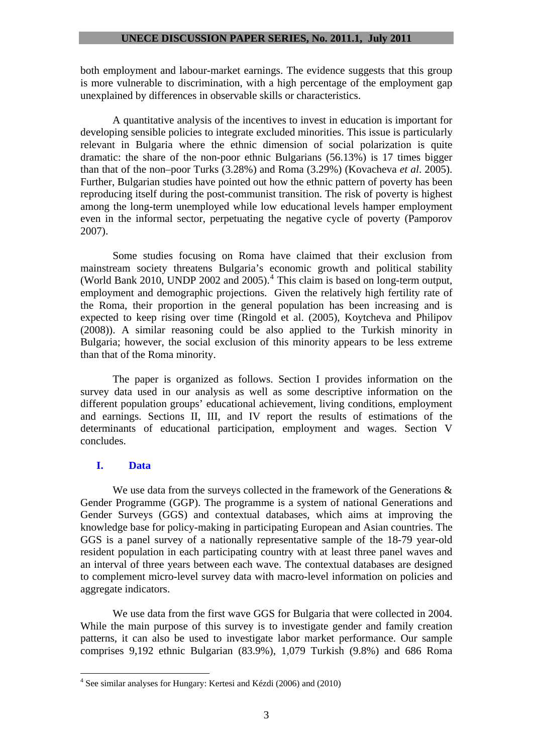both employment and labour-market earnings. The evidence suggests that this group is more vulnerable to discrimination, with a high percentage of the employment gap unexplained by differences in observable skills or characteristics.

A quantitative analysis of the incentives to invest in education is important for developing sensible policies to integrate excluded minorities. This issue is particularly relevant in Bulgaria where the ethnic dimension of social polarization is quite dramatic: the share of the non-poor ethnic Bulgarians (56.13%) is 17 times bigger than that of the non–poor Turks (3.28%) and Roma (3.29%) (Kovacheva *et al*. 2005). Further, Bulgarian studies have pointed out how the ethnic pattern of poverty has been reproducing itself during the post-communist transition. The risk of poverty is highest among the long-term unemployed while low educational levels hamper employment even in the informal sector, perpetuating the negative cycle of poverty (Pamporov 2007).

Some studies focusing on Roma have claimed that their exclusion from mainstream society threatens Bulgaria's economic growth and political stability (World Bank 2010, UNDP 2002 and 2005).[4] This claim is based on long-term output, employment and demographic projections. Given the relatively high fertility rate of the Roma, their proportion in the general population has been increasing and is expected to keep rising over time (Ringold et al. (2005), Koytcheva and Philipov (2008)). A similar reasoning could be also applied to the Turkish minority in Bulgaria; however, the social exclusion of this minority appears to be less extreme than that of the Roma minority.

The paper is organized as follows. Section I provides information on the survey data used in our analysis as well as some descriptive information on the different population groups' educational achievement, living conditions, employment and earnings. Sections II, III, and IV report the results of estimations of the determinants of educational participation, employment and wages. Section V concludes.

## I. Data

We use data from the surveys collected in the framework of the Generations & Gender Programme (GGP). The programme is a system of national Generations and Gender Surveys (GGS) and contextual databases, which aims at improving the knowledge base for policy-making in participating European and Asian countries. The GGS is a panel survey of a nationally representative sample of the 18-79 year-old resident population in each participating country with at least three panel waves and an interval of three years between each wave. The contextual databases are designed to complement micro-level survey data with macro-level information on policies and aggregate indicators.

We use data from the first wave GGS for Bulgaria that were collected in 2004. While the main purpose of this survey is to investigate gender and family creation patterns, it can also be used to investigate labor market performance. Our sample comprises 9,192 ethnic Bulgarian (83.9%), 1,079 Turkish (9.8%) and 686 Roma

[4] See similar analyses for Hungary: Kertesi and Kézdi (2006) and (2010)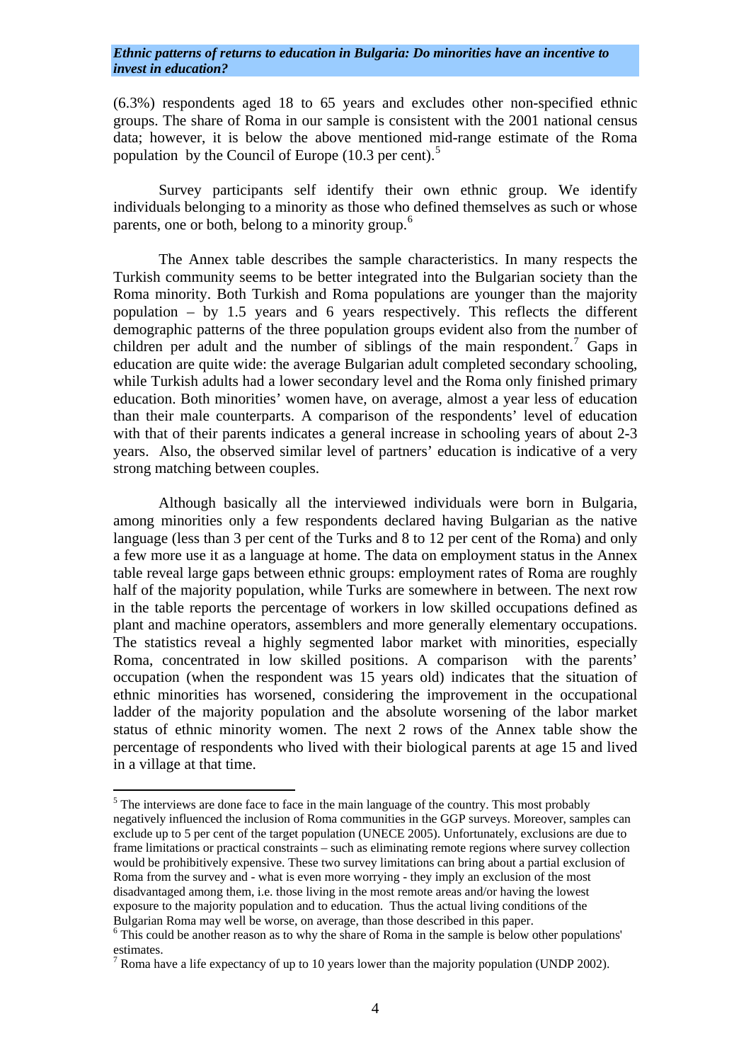(6.3%) respondents aged 18 to 65 years and excludes other non-specified ethnic groups. The share of Roma in our sample is consistent with the 2001 national census data; however, it is below the above mentioned mid-range estimate of the Roma population by the Council of Europe (10.3 per cent).[5]

Survey participants self identify their own ethnic group. We identify individuals belonging to a minority as those who defined themselves as such or whose parents, one or both, belong to a minority group.[6]

The Annex table describes the sample characteristics. In many respects the Turkish community seems to be better integrated into the Bulgarian society than the Roma minority. Both Turkish and Roma populations are younger than the majority population – by 1.5 years and 6 years respectively. This reflects the different demographic patterns of the three population groups evident also from the number of children per adult and the number of siblings of the main respondent.[7] Gaps in education are quite wide: the average Bulgarian adult completed secondary schooling, while Turkish adults had a lower secondary level and the Roma only finished primary education. Both minorities' women have, on average, almost a year less of education than their male counterparts. A comparison of the respondents' level of education with that of their parents indicates a general increase in schooling years of about 2-3 years. Also, the observed similar level of partners' education is indicative of a very strong matching between couples.

Although basically all the interviewed individuals were born in Bulgaria, among minorities only a few respondents declared having Bulgarian as the native language (less than 3 per cent of the Turks and 8 to 12 per cent of the Roma) and only a few more use it as a language at home. The data on employment status in the Annex table reveal large gaps between ethnic groups: employment rates of Roma are roughly half of the majority population, while Turks are somewhere in between. The next row in the table reports the percentage of workers in low skilled occupations defined as plant and machine operators, assemblers and more generally elementary occupations. The statistics reveal a highly segmented labor market with minorities, especially Roma, concentrated in low skilled positions. A comparison with the parents' occupation (when the respondent was 15 years old) indicates that the situation of ethnic minorities has worsened, considering the improvement in the occupational ladder of the majority population and the absolute worsening of the labor market status of ethnic minority women. The next 2 rows of the Annex table show the percentage of respondents who lived with their biological parents at age 15 and lived in a village at that time.

---

[5] The interviews are done face to face in the main language of the country. This most probably negatively influenced the inclusion of Roma communities in the GGP surveys. Moreover, samples can exclude up to 5 per cent of the target population (UNECE 2005). Unfortunately, exclusions are due to frame limitations or practical constraints – such as eliminating remote regions where survey collection would be prohibitively expensive. These two survey limitations can bring about a partial exclusion of Roma from the survey and - what is even more worrying - they imply an exclusion of the most disadvantaged among them, i.e. those living in the most remote areas and/or having the lowest exposure to the majority population and to education. Thus the actual living conditions of the Bulgarian Roma may well be worse, on average, than those described in this paper.

[6] This could be another reason as to why the share of Roma in the sample is below other populations' estimates.

[7] Roma have a life expectancy of up to 10 years lower than the majority population (UNDP 2002).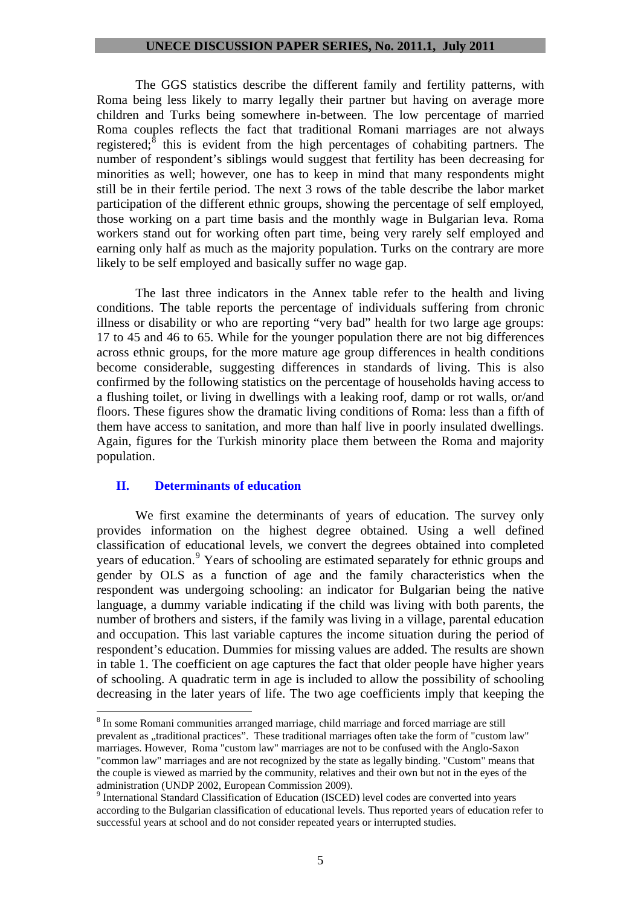The GGS statistics describe the different family and fertility patterns, with Roma being less likely to marry legally their partner but having on average more children and Turks being somewhere in-between. The low percentage of married Roma couples reflects the fact that traditional Romani marriages are not always registered;[8] this is evident from the high percentages of cohabiting partners. The number of respondent's siblings would suggest that fertility has been decreasing for minorities as well; however, one has to keep in mind that many respondents might still be in their fertile period. The next 3 rows of the table describe the labor market participation of the different ethnic groups, showing the percentage of self employed, those working on a part time basis and the monthly wage in Bulgarian leva. Roma workers stand out for working often part time, being very rarely self employed and earning only half as much as the majority population. Turks on the contrary are more likely to be self employed and basically suffer no wage gap.

The last three indicators in the Annex table refer to the health and living conditions. The table reports the percentage of individuals suffering from chronic illness or disability or who are reporting "very bad" health for two large age groups: 17 to 45 and 46 to 65. While for the younger population there are not big differences across ethnic groups, for the more mature age group differences in health conditions become considerable, suggesting differences in standards of living. This is also confirmed by the following statistics on the percentage of households having access to a flushing toilet, or living in dwellings with a leaking roof, damp or rot walls, or/and floors. These figures show the dramatic living conditions of Roma: less than a fifth of them have access to sanitation, and more than half live in poorly insulated dwellings. Again, figures for the Turkish minority place them between the Roma and majority population.

## II. Determinants of education

We first examine the determinants of years of education. The survey only provides information on the highest degree obtained. Using a well defined classification of educational levels, we convert the degrees obtained into completed years of education.[9] Years of schooling are estimated separately for ethnic groups and gender by OLS as a function of age and the family characteristics when the respondent was undergoing schooling: an indicator for Bulgarian being the native language, a dummy variable indicating if the child was living with both parents, the number of brothers and sisters, if the family was living in a village, parental education and occupation. This last variable captures the income situation during the period of respondent's education. Dummies for missing values are added. The results are shown in table 1. The coefficient on age captures the fact that older people have higher years of schooling. A quadratic term in age is included to allow the possibility of schooling decreasing in the later years of life. The two age coefficients imply that keeping the

---

[8] In some Romani communities arranged marriage, child marriage and forced marriage are still prevalent as „traditional practices". These traditional marriages often take the form of "custom law" marriages. However, Roma "custom law" marriages are not to be confused with the Anglo-Saxon "common law" marriages and are not recognized by the state as legally binding. "Custom" means that the couple is viewed as married by the community, relatives and their own but not in the eyes of the administration (UNDP 2002, European Commission 2009).

[9] International Standard Classification of Education (ISCED) level codes are converted into years according to the Bulgarian classification of educational levels. Thus reported years of education refer to successful years at school and do not consider repeated years or interrupted studies.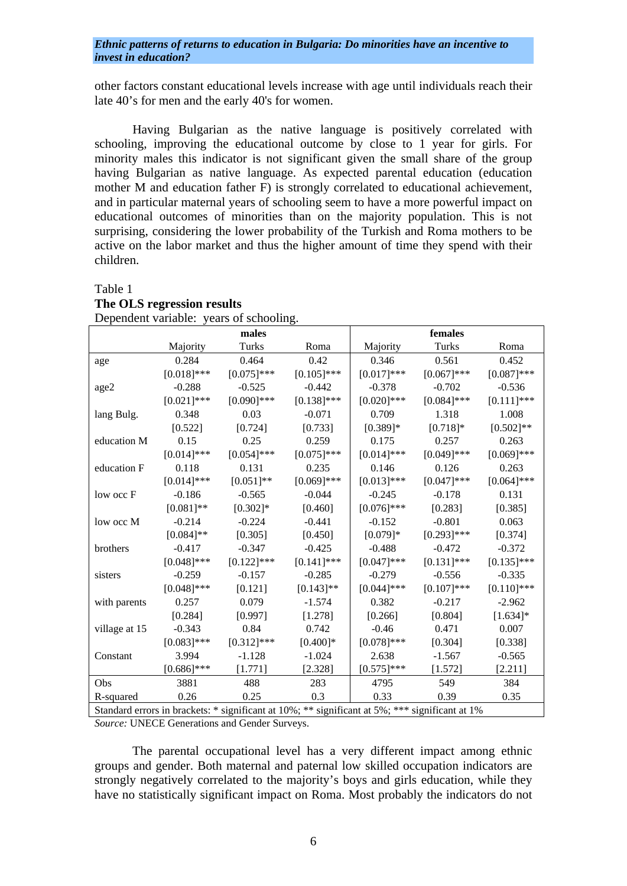other factors constant educational levels increase with age until individuals reach their late 40's for men and the early 40's for women.

Having Bulgarian as the native language is positively correlated with schooling, improving the educational outcome by close to 1 year for girls. For minority males this indicator is not significant given the small share of the group having Bulgarian as native language. As expected parental education (education mother M and education father F) is strongly correlated to educational achievement, and in particular maternal years of schooling seem to have a more powerful impact on educational outcomes of minorities than on the majority population. This is not surprising, considering the lower probability of the Turkish and Roma mothers to be active on the labor market and thus the higher amount of time they spend with their children.

Table 1
**The OLS regression results**
Dependent variable: years of schooling.

| | males | | | females | | |
|---|---|---|---|---|---|---|
| | Majority | Turks | Roma | Majority | Turks | Roma |
| age | 0.284 | 0.464 | 0.42 | 0.346 | 0.561 | 0.452 |
| | [0.018]*** | [0.075]*** | [0.105]*** | [0.017]*** | [0.067]*** | [0.087]*** |
| age2 | -0.288 | -0.525 | -0.442 | -0.378 | -0.702 | -0.536 |
| | [0.021]*** | [0.090]*** | [0.138]*** | [0.020]*** | [0.084]*** | [0.111]*** |
| lang Bulg. | 0.348 | 0.03 | -0.071 | 0.709 | 1.318 | 1.008 |
| | [0.522] | [0.724] | [0.733] | [0.389]* | [0.718]* | [0.502]** |
| education M | 0.15 | 0.25 | 0.259 | 0.175 | 0.257 | 0.263 |
| | [0.014]*** | [0.054]*** | [0.075]*** | [0.014]*** | [0.049]*** | [0.069]*** |
| education F | 0.118 | 0.131 | 0.235 | 0.146 | 0.126 | 0.263 |
| | [0.014]*** | [0.051]** | [0.069]*** | [0.013]*** | [0.047]*** | [0.064]*** |
| low occ F | -0.186 | -0.565 | -0.044 | -0.245 | -0.178 | 0.131 |
| | [0.081]** | [0.302]* | [0.460] | [0.076]*** | [0.283] | [0.385] |
| low occ M | -0.214 | -0.224 | -0.441 | -0.152 | -0.801 | 0.063 |
| | [0.084]** | [0.305] | [0.450] | [0.079]* | [0.293]*** | [0.374] |
| brothers | -0.417 | -0.347 | -0.425 | -0.488 | -0.472 | -0.372 |
| | [0.048]*** | [0.122]*** | [0.141]*** | [0.047]*** | [0.131]*** | [0.135]*** |
| sisters | -0.259 | -0.157 | -0.285 | -0.279 | -0.556 | -0.335 |
| | [0.048]*** | [0.121] | [0.143]** | [0.044]*** | [0.107]*** | [0.110]*** |
| with parents | 0.257 | 0.079 | -1.574 | 0.382 | -0.217 | -2.962 |
| | [0.284] | [0.997] | [1.278] | [0.266] | [0.804] | [1.634]* |
| village at 15 | -0.343 | 0.84 | 0.742 | -0.46 | 0.471 | 0.007 |
| | [0.083]*** | [0.312]*** | [0.400]* | [0.078]*** | [0.304] | [0.338] |
| Constant | 3.994 | -1.128 | -1.024 | 2.638 | -1.567 | -0.565 |
| | [0.686]*** | [1.771] | [2.328] | [0.575]*** | [1.572] | [2.211] |
| Obs | 3881 | 488 | 283 | 4795 | 549 | 384 |
| R-squared | 0.26 | 0.25 | 0.3 | 0.33 | 0.39 | 0.35 |

Standard errors in brackets: * significant at 10%; ** significant at 5%; *** significant at 1%

*Source:* UNECE Generations and Gender Surveys.

The parental occupational level has a very different impact among ethnic groups and gender. Both maternal and paternal low skilled occupation indicators are strongly negatively correlated to the majority's boys and girls education, while they have no statistically significant impact on Roma. Most probably the indicators do not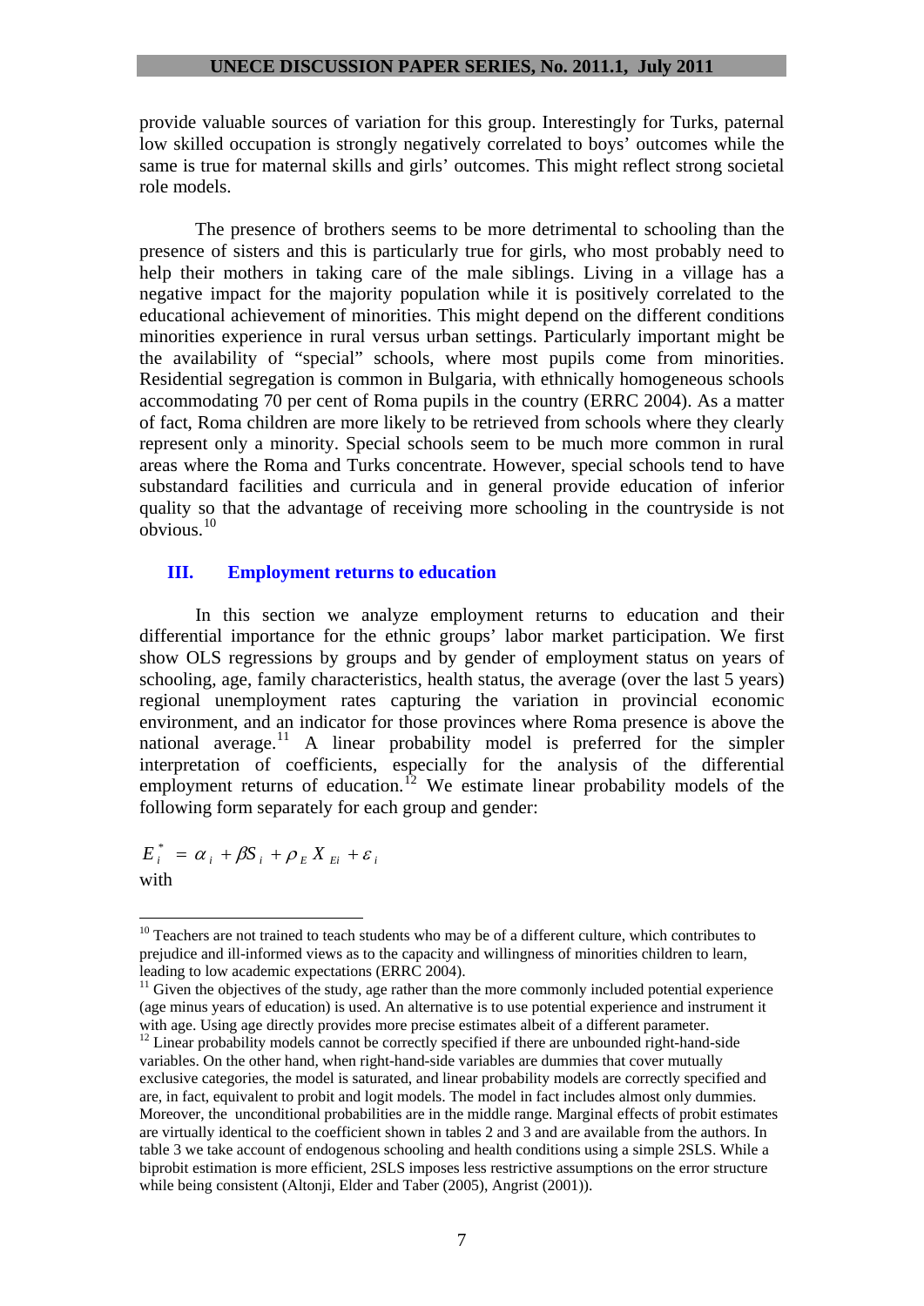provide valuable sources of variation for this group. Interestingly for Turks, paternal low skilled occupation is strongly negatively correlated to boys' outcomes while the same is true for maternal skills and girls' outcomes. This might reflect strong societal role models.

The presence of brothers seems to be more detrimental to schooling than the presence of sisters and this is particularly true for girls, who most probably need to help their mothers in taking care of the male siblings. Living in a village has a negative impact for the majority population while it is positively correlated to the educational achievement of minorities. This might depend on the different conditions minorities experience in rural versus urban settings. Particularly important might be the availability of "special" schools, where most pupils come from minorities. Residential segregation is common in Bulgaria, with ethnically homogeneous schools accommodating 70 per cent of Roma pupils in the country (ERRC 2004). As a matter of fact, Roma children are more likely to be retrieved from schools where they clearly represent only a minority. Special schools seem to be much more common in rural areas where the Roma and Turks concentrate. However, special schools tend to have substandard facilities and curricula and in general provide education of inferior quality so that the advantage of receiving more schooling in the countryside is not obvious.[10]

## III. Employment returns to education

In this section we analyze employment returns to education and their differential importance for the ethnic groups' labor market participation. We first show OLS regressions by groups and by gender of employment status on years of schooling, age, family characteristics, health status, the average (over the last 5 years) regional unemployment rates capturing the variation in provincial economic environment, and an indicator for those provinces where Roma presence is above the national average.[11] A linear probability model is preferred for the simpler interpretation of coefficients, especially for the analysis of the differential employment returns of education.[12] We estimate linear probability models of the following form separately for each group and gender:

$$E_i^* = \alpha_i + \beta S_i + \rho_E X_{Ei} + \varepsilon_i$$

with

---

[10] Teachers are not trained to teach students who may be of a different culture, which contributes to prejudice and ill-informed views as to the capacity and willingness of minorities children to learn, leading to low academic expectations (ERRC 2004).

[11] Given the objectives of the study, age rather than the more commonly included potential experience (age minus years of education) is used. An alternative is to use potential experience and instrument it with age. Using age directly provides more precise estimates albeit of a different parameter.

[12] Linear probability models cannot be correctly specified if there are unbounded right-hand-side variables. On the other hand, when right-hand-side variables are dummies that cover mutually exclusive categories, the model is saturated, and linear probability models are correctly specified and are, in fact, equivalent to probit and logit models. The model in fact includes almost only dummies. Moreover, the unconditional probabilities are in the middle range. Marginal effects of probit estimates are virtually identical to the coefficient shown in tables 2 and 3 and are available from the authors. In table 3 we take account of endogenous schooling and health conditions using a simple 2SLS. While a biprobit estimation is more efficient, 2SLS imposes less restrictive assumptions on the error structure while being consistent (Altonji, Elder and Taber (2005), Angrist (2001)).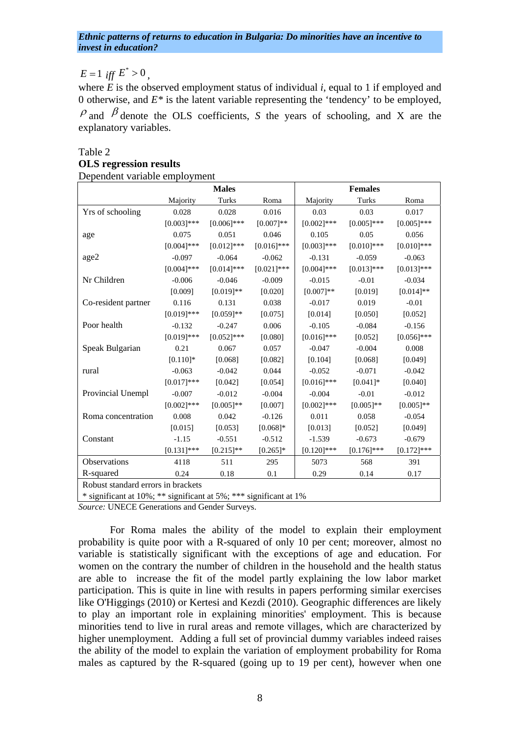$E = 1 \text{ iff } E^* > 0$,

where $E$ is the observed employment status of individual $i$, equal to 1 if employed and 0 otherwise, and $E^*$ is the latent variable representing the 'tendency' to be employed, $\rho$ and $\beta$ denote the OLS coefficients, $S$ the years of schooling, and X are the explanatory variables.

Table 2

**OLS regression results**

Dependent variable employment

| | Males | | | Females | | |
|---|---|---|---|---|---|---|
| | Majority | Turks | Roma | Majority | Turks | Roma |
| Yrs of schooling | 0.028 | 0.028 | 0.016 | 0.03 | 0.03 | 0.017 |
| | [0.003]*** | [0.006]*** | [0.007]** | [0.002]*** | [0.005]*** | [0.005]*** |
| age | 0.075 | 0.051 | 0.046 | 0.105 | 0.05 | 0.056 |
| | [0.004]*** | [0.012]*** | [0.016]*** | [0.003]*** | [0.010]*** | [0.010]*** |
| age2 | -0.097 | -0.064 | -0.062 | -0.131 | -0.059 | -0.063 |
| | [0.004]*** | [0.014]*** | [0.021]*** | [0.004]*** | [0.013]*** | [0.013]*** |
| Nr Children | -0.006 | -0.046 | -0.009 | -0.015 | -0.01 | -0.034 |
| | [0.009] | [0.019]** | [0.020] | [0.007]** | [0.019] | [0.014]** |
| Co-resident partner | 0.116 | 0.131 | 0.038 | -0.017 | 0.019 | -0.01 |
| | [0.019]*** | [0.059]** | [0.075] | [0.014] | [0.050] | [0.052] |
| Poor health | -0.132 | -0.247 | 0.006 | -0.105 | -0.084 | -0.156 |
| | [0.019]*** | [0.052]*** | [0.080] | [0.016]*** | [0.052] | [0.056]*** |
| Speak Bulgarian | 0.21 | 0.067 | 0.057 | -0.047 | -0.004 | 0.008 |
| | [0.110]* | [0.068] | [0.082] | [0.104] | [0.068] | [0.049] |
| rural | -0.063 | -0.042 | 0.044 | -0.052 | -0.071 | -0.042 |
| | [0.017]*** | [0.042] | [0.054] | [0.016]*** | [0.041]* | [0.040] |
| Provincial Unempl | -0.007 | -0.012 | -0.004 | -0.004 | -0.01 | -0.012 |
| | [0.002]*** | [0.005]** | [0.007] | [0.002]*** | [0.005]** | [0.005]** |
| Roma concentration | 0.008 | 0.042 | -0.126 | 0.011 | 0.058 | -0.054 |
| | [0.015] | [0.053] | [0.068]* | [0.013] | [0.052] | [0.049] |
| Constant | -1.15 | -0.551 | -0.512 | -1.539 | -0.673 | -0.679 |
| | [0.131]*** | [0.215]** | [0.265]* | [0.120]*** | [0.176]*** | [0.172]*** |
| Observations | 4118 | 511 | 295 | 5073 | 568 | 391 |
| R-squared | 0.24 | 0.18 | 0.1 | 0.29 | 0.14 | 0.17 |

Robust standard errors in brackets

* significant at 10%; ** significant at 5%; *** significant at 1%

*Source:* UNECE Generations and Gender Surveys.

For Roma males the ability of the model to explain their employment probability is quite poor with a R-squared of only 10 per cent; moreover, almost no variable is statistically significant with the exceptions of age and education. For women on the contrary the number of children in the household and the health status are able to increase the fit of the model partly explaining the low labor market participation. This is quite in line with results in papers performing similar exercises like O'Higgings (2010) or Kertesi and Kezdi (2010). Geographic differences are likely to play an important role in explaining minorities' employment. This is because minorities tend to live in rural areas and remote villages, which are characterized by higher unemployment. Adding a full set of provincial dummy variables indeed raises the ability of the model to explain the variation of employment probability for Roma males as captured by the R-squared (going up to 19 per cent), however when one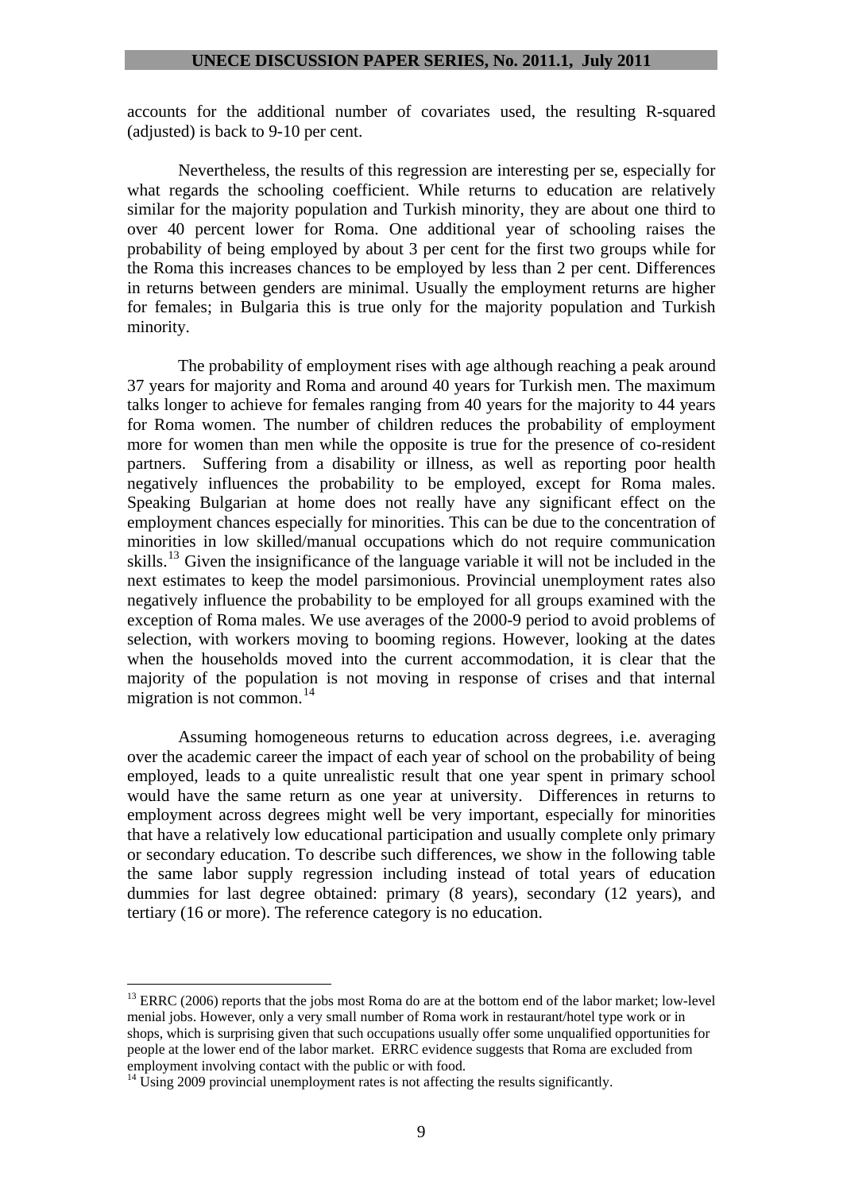accounts for the additional number of covariates used, the resulting R-squared (adjusted) is back to 9-10 per cent.

Nevertheless, the results of this regression are interesting per se, especially for what regards the schooling coefficient. While returns to education are relatively similar for the majority population and Turkish minority, they are about one third to over 40 percent lower for Roma. One additional year of schooling raises the probability of being employed by about 3 per cent for the first two groups while for the Roma this increases chances to be employed by less than 2 per cent. Differences in returns between genders are minimal. Usually the employment returns are higher for females; in Bulgaria this is true only for the majority population and Turkish minority.

The probability of employment rises with age although reaching a peak around 37 years for majority and Roma and around 40 years for Turkish men. The maximum talks longer to achieve for females ranging from 40 years for the majority to 44 years for Roma women. The number of children reduces the probability of employment more for women than men while the opposite is true for the presence of co-resident partners. Suffering from a disability or illness, as well as reporting poor health negatively influences the probability to be employed, except for Roma males. Speaking Bulgarian at home does not really have any significant effect on the employment chances especially for minorities. This can be due to the concentration of minorities in low skilled/manual occupations which do not require communication skills.[13] Given the insignificance of the language variable it will not be included in the next estimates to keep the model parsimonious. Provincial unemployment rates also negatively influence the probability to be employed for all groups examined with the exception of Roma males. We use averages of the 2000-9 period to avoid problems of selection, with workers moving to booming regions. However, looking at the dates when the households moved into the current accommodation, it is clear that the majority of the population is not moving in response of crises and that internal migration is not common.[14]

Assuming homogeneous returns to education across degrees, i.e. averaging over the academic career the impact of each year of school on the probability of being employed, leads to a quite unrealistic result that one year spent in primary school would have the same return as one year at university. Differences in returns to employment across degrees might well be very important, especially for minorities that have a relatively low educational participation and usually complete only primary or secondary education. To describe such differences, we show in the following table the same labor supply regression including instead of total years of education dummies for last degree obtained: primary (8 years), secondary (12 years), and tertiary (16 or more). The reference category is no education.

---

[13] ERRC (2006) reports that the jobs most Roma do are at the bottom end of the labor market; low-level menial jobs. However, only a very small number of Roma work in restaurant/hotel type work or in shops, which is surprising given that such occupations usually offer some unqualified opportunities for people at the lower end of the labor market. ERRC evidence suggests that Roma are excluded from employment involving contact with the public or with food.

[14] Using 2009 provincial unemployment rates is not affecting the results significantly.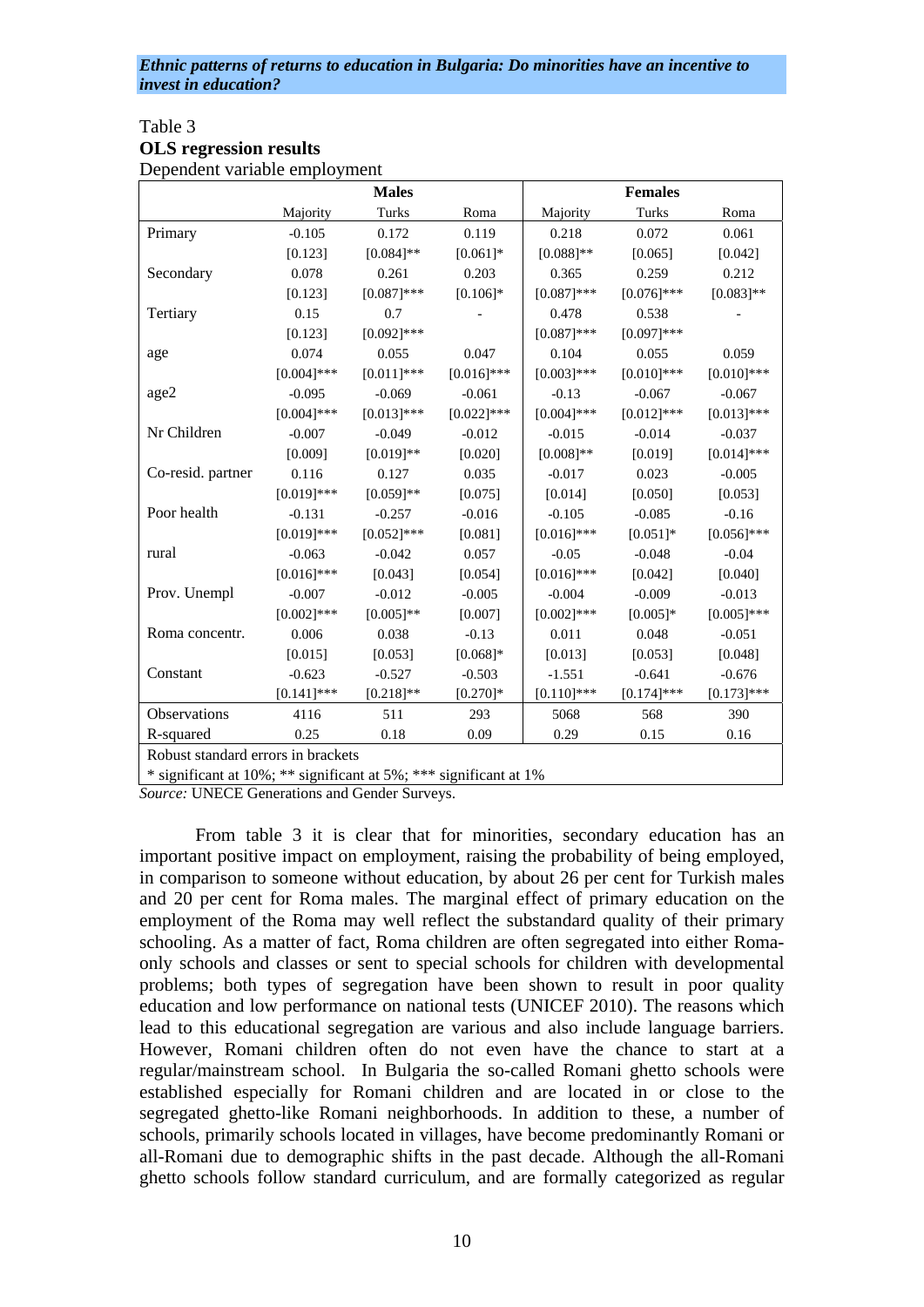Table 3

**OLS regression results**

Dependent variable employment

| | Males | | | Females | | |
|---|---|---|---|---|---|---|
| | Majority | Turks | Roma | Majority | Turks | Roma |
| Primary | -0.105 | 0.172 | 0.119 | 0.218 | 0.072 | 0.061 |
| | [0.123] | [0.084]** | [0.061]* | [0.088]** | [0.065] | [0.042] |
| Secondary | 0.078 | 0.261 | 0.203 | 0.365 | 0.259 | 0.212 |
| | [0.123] | [0.087]*** | [0.106]* | [0.087]*** | [0.076]*** | [0.083]** |
| Tertiary | 0.15 | 0.7 | - | 0.478 | 0.538 | - |
| | [0.123] | [0.092]*** | | [0.087]*** | [0.097]*** | |
| age | 0.074 | 0.055 | 0.047 | 0.104 | 0.055 | 0.059 |
| | [0.004]*** | [0.011]*** | [0.016]*** | [0.003]*** | [0.010]*** | [0.010]*** |
| age2 | -0.095 | -0.069 | -0.061 | -0.13 | -0.067 | -0.067 |
| | [0.004]*** | [0.013]*** | [0.022]*** | [0.004]*** | [0.012]*** | [0.013]*** |
| Nr Children | -0.007 | -0.049 | -0.012 | -0.015 | -0.014 | -0.037 |
| | [0.009] | [0.019]** | [0.020] | [0.008]** | [0.019] | [0.014]*** |
| Co-resid. partner | 0.116 | 0.127 | 0.035 | -0.017 | 0.023 | -0.005 |
| | [0.019]*** | [0.059]** | [0.075] | [0.014] | [0.050] | [0.053] |
| Poor health | -0.131 | -0.257 | -0.016 | -0.105 | -0.085 | -0.16 |
| | [0.019]*** | [0.052]*** | [0.081] | [0.016]*** | [0.051]* | [0.056]*** |
| rural | -0.063 | -0.042 | 0.057 | -0.05 | -0.048 | -0.04 |
| | [0.016]*** | [0.043] | [0.054] | [0.016]*** | [0.042] | [0.040] |
| Prov. Unempl | -0.007 | -0.012 | -0.005 | -0.004 | -0.009 | -0.013 |
| | [0.002]*** | [0.005]** | [0.007] | [0.002]*** | [0.005]* | [0.005]*** |
| Roma concentr. | 0.006 | 0.038 | -0.13 | 0.011 | 0.048 | -0.051 |
| | [0.015] | [0.053] | [0.068]* | [0.013] | [0.053] | [0.048] |
| Constant | -0.623 | -0.527 | -0.503 | -1.551 | -0.641 | -0.676 |
| | [0.141]*** | [0.218]** | [0.270]* | [0.110]*** | [0.174]*** | [0.173]*** |
| Observations | 4116 | 511 | 293 | 5068 | 568 | 390 |
| R-squared | 0.25 | 0.18 | 0.09 | 0.29 | 0.15 | 0.16 |

Robust standard errors in brackets

* significant at 10%; ** significant at 5%; *** significant at 1%

*Source:* UNECE Generations and Gender Surveys.

From table 3 it is clear that for minorities, secondary education has an important positive impact on employment, raising the probability of being employed, in comparison to someone without education, by about 26 per cent for Turkish males and 20 per cent for Roma males. The marginal effect of primary education on the employment of the Roma may well reflect the substandard quality of their primary schooling. As a matter of fact, Roma children are often segregated into either Roma-only schools and classes or sent to special schools for children with developmental problems; both types of segregation have been shown to result in poor quality education and low performance on national tests (UNICEF 2010). The reasons which lead to this educational segregation are various and also include language barriers. However, Romani children often do not even have the chance to start at a regular/mainstream school. In Bulgaria the so-called Romani ghetto schools were established especially for Romani children and are located in or close to the segregated ghetto-like Romani neighborhoods. In addition to these, a number of schools, primarily schools located in villages, have become predominantly Romani or all-Romani due to demographic shifts in the past decade. Although the all-Romani ghetto schools follow standard curriculum, and are formally categorized as regular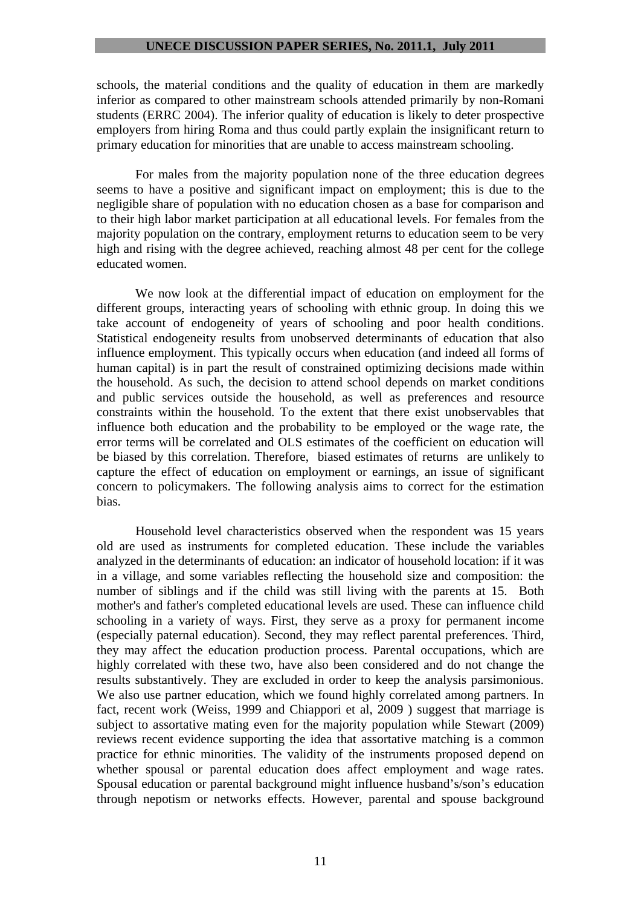schools, the material conditions and the quality of education in them are markedly inferior as compared to other mainstream schools attended primarily by non-Romani students (ERRC 2004). The inferior quality of education is likely to deter prospective employers from hiring Roma and thus could partly explain the insignificant return to primary education for minorities that are unable to access mainstream schooling.

For males from the majority population none of the three education degrees seems to have a positive and significant impact on employment; this is due to the negligible share of population with no education chosen as a base for comparison and to their high labor market participation at all educational levels. For females from the majority population on the contrary, employment returns to education seem to be very high and rising with the degree achieved, reaching almost 48 per cent for the college educated women.

We now look at the differential impact of education on employment for the different groups, interacting years of schooling with ethnic group. In doing this we take account of endogeneity of years of schooling and poor health conditions. Statistical endogeneity results from unobserved determinants of education that also influence employment. This typically occurs when education (and indeed all forms of human capital) is in part the result of constrained optimizing decisions made within the household. As such, the decision to attend school depends on market conditions and public services outside the household, as well as preferences and resource constraints within the household. To the extent that there exist unobservables that influence both education and the probability to be employed or the wage rate, the error terms will be correlated and OLS estimates of the coefficient on education will be biased by this correlation. Therefore, biased estimates of returns are unlikely to capture the effect of education on employment or earnings, an issue of significant concern to policymakers. The following analysis aims to correct for the estimation bias.

Household level characteristics observed when the respondent was 15 years old are used as instruments for completed education. These include the variables analyzed in the determinants of education: an indicator of household location: if it was in a village, and some variables reflecting the household size and composition: the number of siblings and if the child was still living with the parents at 15. Both mother's and father's completed educational levels are used. These can influence child schooling in a variety of ways. First, they serve as a proxy for permanent income (especially paternal education). Second, they may reflect parental preferences. Third, they may affect the education production process. Parental occupations, which are highly correlated with these two, have also been considered and do not change the results substantively. They are excluded in order to keep the analysis parsimonious. We also use partner education, which we found highly correlated among partners. In fact, recent work (Weiss, 1999 and Chiappori et al, 2009 ) suggest that marriage is subject to assortative mating even for the majority population while Stewart (2009) reviews recent evidence supporting the idea that assortative matching is a common practice for ethnic minorities. The validity of the instruments proposed depend on whether spousal or parental education does affect employment and wage rates. Spousal education or parental background might influence husband's/son's education through nepotism or networks effects. However, parental and spouse background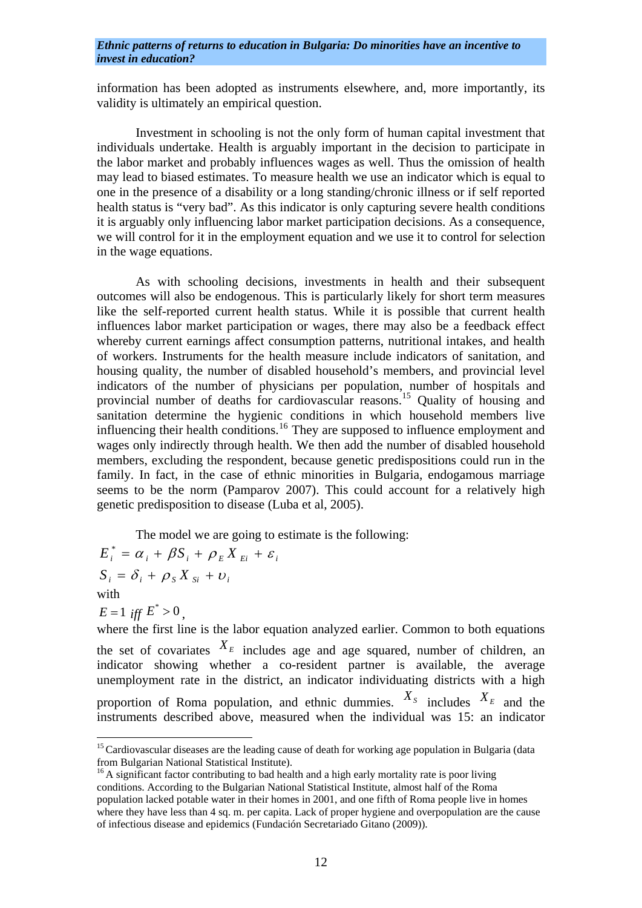information has been adopted as instruments elsewhere, and, more importantly, its validity is ultimately an empirical question.

Investment in schooling is not the only form of human capital investment that individuals undertake. Health is arguably important in the decision to participate in the labor market and probably influences wages as well. Thus the omission of health may lead to biased estimates. To measure health we use an indicator which is equal to one in the presence of a disability or a long standing/chronic illness or if self reported health status is "very bad". As this indicator is only capturing severe health conditions it is arguably only influencing labor market participation decisions. As a consequence, we will control for it in the employment equation and we use it to control for selection in the wage equations.

As with schooling decisions, investments in health and their subsequent outcomes will also be endogenous. This is particularly likely for short term measures like the self-reported current health status. While it is possible that current health influences labor market participation or wages, there may also be a feedback effect whereby current earnings affect consumption patterns, nutritional intakes, and health of workers. Instruments for the health measure include indicators of sanitation, and housing quality, the number of disabled household's members, and provincial level indicators of the number of physicians per population, number of hospitals and provincial number of deaths for cardiovascular reasons.[15] Quality of housing and sanitation determine the hygienic conditions in which household members live influencing their health conditions.[16] They are supposed to influence employment and wages only indirectly through health. We then add the number of disabled household members, excluding the respondent, because genetic predispositions could run in the family. In fact, in the case of ethnic minorities in Bulgaria, endogamous marriage seems to be the norm (Pamparov 2007). This could account for a relatively high genetic predisposition to disease (Luba et al, 2005).

The model we are going to estimate is the following:

$$E_i^* = \alpha_i + \beta S_i + \rho_E X_{Ei} + \varepsilon_i$$

$$S_i = \delta_i + \rho_S X_{Si} + \upsilon_i$$

with

$E = 1$ *iff* $E^* > 0$,

where the first line is the labor equation analyzed earlier. Common to both equations the set of covariates $X_E$ includes age and age squared, number of children, an indicator showing whether a co-resident partner is available, the average unemployment rate in the district, an indicator individuating districts with a high proportion of Roma population, and ethnic dummies. $X_S$ includes $X_E$ and the instruments described above, measured when the individual was 15: an indicator

---

[15] Cardiovascular diseases are the leading cause of death for working age population in Bulgaria (data from Bulgarian National Statistical Institute).

[16] A significant factor contributing to bad health and a high early mortality rate is poor living conditions. According to the Bulgarian National Statistical Institute, almost half of the Roma population lacked potable water in their homes in 2001, and one fifth of Roma people live in homes where they have less than 4 sq. m. per capita. Lack of proper hygiene and overpopulation are the cause of infectious disease and epidemics (Fundación Secretariado Gitano (2009)).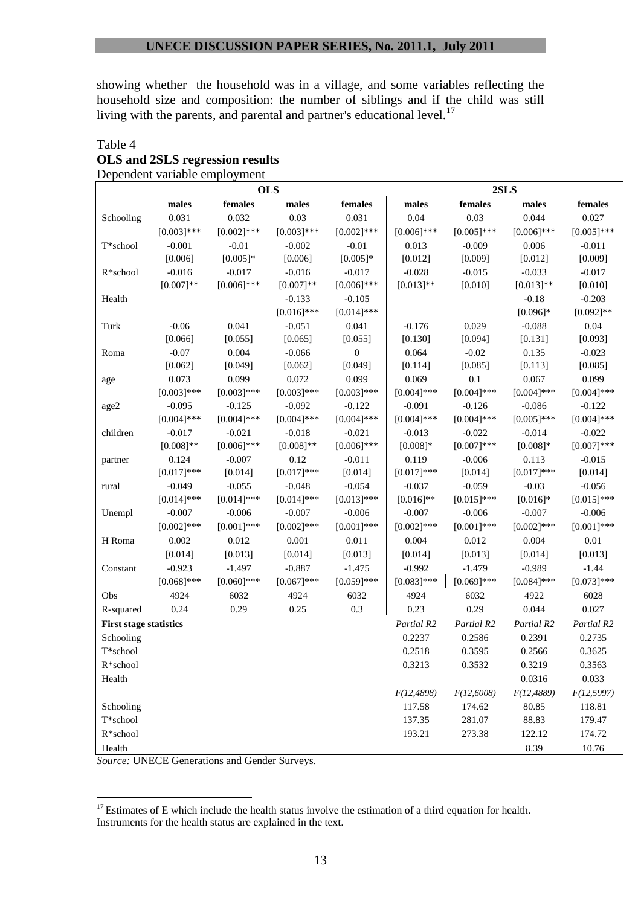showing whether the household was in a village, and some variables reflecting the household size and composition: the number of siblings and if the child was still living with the parents, and parental and partner's educational level.[17]

Table 4
**OLS and 2SLS regression results**
Dependent variable employment

| | OLS | | | | 2SLS | | | |
|---|---|---|---|---|---|---|---|---|
| | **males** | **females** | **males** | **females** | **males** | **females** | **males** | **females** |
| Schooling | 0.031 | 0.032 | 0.03 | 0.031 | 0.04 | 0.03 | 0.044 | 0.027 |
| | [0.003]*** | [0.002]*** | [0.003]*** | [0.002]*** | [0.006]*** | [0.005]*** | [0.006]*** | [0.005]*** |
| T*school | -0.001 | -0.01 | -0.002 | -0.01 | 0.013 | -0.009 | 0.006 | -0.011 |
| | [0.006] | [0.005]* | [0.006] | [0.005]* | [0.012] | [0.009] | [0.012] | [0.009] |
| R*school | -0.016 | -0.017 | -0.016 | -0.017 | -0.028 | -0.015 | -0.033 | -0.017 |
| | [0.007]** | [0.006]*** | [0.007]** | [0.006]*** | [0.013]** | [0.010] | [0.013]** | [0.010] |
| Health | | | -0.133 | -0.105 | | | -0.18 | -0.203 |
| | | | [0.016]*** | [0.014]*** | | | [0.096]* | [0.092]** |
| Turk | -0.06 | 0.041 | -0.051 | 0.041 | -0.176 | 0.029 | -0.088 | 0.04 |
| | [0.066] | [0.055] | [0.065] | [0.055] | [0.130] | [0.094] | [0.131] | [0.093] |
| Roma | -0.07 | 0.004 | -0.066 | 0 | 0.064 | -0.02 | 0.135 | -0.023 |
| | [0.062] | [0.049] | [0.062] | [0.049] | [0.114] | [0.085] | [0.113] | [0.085] |
| age | 0.073 | 0.099 | 0.072 | 0.099 | 0.069 | 0.1 | 0.067 | 0.099 |
| | [0.003]*** | [0.003]*** | [0.003]*** | [0.003]*** | [0.004]*** | [0.004]*** | [0.004]*** | [0.004]*** |
| age2 | -0.095 | -0.125 | -0.092 | -0.122 | -0.091 | -0.126 | -0.086 | -0.122 |
| | [0.004]*** | [0.004]*** | [0.004]*** | [0.004]*** | [0.004]*** | [0.004]*** | [0.005]*** | [0.004]*** |
| children | -0.017 | -0.021 | -0.018 | -0.021 | -0.013 | -0.022 | -0.014 | -0.022 |
| | [0.008]** | [0.006]*** | [0.008]** | [0.006]*** | [0.008]* | [0.007]*** | [0.008]* | [0.007]*** |
| partner | 0.124 | -0.007 | 0.12 | -0.011 | 0.119 | -0.006 | 0.113 | -0.015 |
| | [0.017]*** | [0.014] | [0.017]*** | [0.014] | [0.017]*** | [0.014] | [0.017]*** | [0.014] |
| rural | -0.049 | -0.055 | -0.048 | -0.054 | -0.037 | -0.059 | -0.03 | -0.056 |
| | [0.014]*** | [0.014]*** | [0.014]*** | [0.013]*** | [0.016]** | [0.015]*** | [0.016]* | [0.015]*** |
| Unempl | -0.007 | -0.006 | -0.007 | -0.006 | -0.007 | -0.006 | -0.007 | -0.006 |
| | [0.002]*** | [0.001]*** | [0.002]*** | [0.001]*** | [0.002]*** | [0.001]*** | [0.002]*** | [0.001]*** |
| H Roma | 0.002 | 0.012 | 0.001 | 0.011 | 0.004 | 0.012 | 0.004 | 0.01 |
| | [0.014] | [0.013] | [0.014] | [0.013] | [0.014] | [0.013] | [0.014] | [0.013] |
| Constant | -0.923 | -1.497 | -0.887 | -1.475 | -0.992 | -1.479 | -0.989 | -1.44 |
| | [0.068]*** | [0.060]*** | [0.067]*** | [0.059]*** | [0.083]*** | [0.069]*** | [0.084]*** | [0.073]*** |
| Obs | 4924 | 6032 | 4924 | 6032 | 4924 | 6032 | 4922 | 6028 |
| R-squared | 0.24 | 0.29 | 0.25 | 0.3 | 0.23 | 0.29 | 0.044 | 0.027 |
| **First stage statistics** | | | | | *Partial R2* | *Partial R2* | *Partial R2* | *Partial R2* |
| Schooling | | | | | 0.2237 | 0.2586 | 0.2391 | 0.2735 |
| T*school | | | | | 0.2518 | 0.3595 | 0.2566 | 0.3625 |
| R*school | | | | | 0.3213 | 0.3532 | 0.3219 | 0.3563 |
| Health | | | | | | | 0.0316 | 0.033 |
| | | | | | *F(12,4898)* | *F(12,6008)* | *F(12,4889)* | *F(12,5997)* |
| Schooling | | | | | 117.58 | 174.62 | 80.85 | 118.81 |
| T*school | | | | | 137.35 | 281.07 | 88.83 | 179.47 |
| R*school | | | | | 193.21 | 273.38 | 122.12 | 174.72 |
| Health | | | | | | | 8.39 | 10.76 |

*Source:* UNECE Generations and Gender Surveys.

[17] Estimates of E which include the health status involve the estimation of a third equation for health. Instruments for the health status are explained in the text.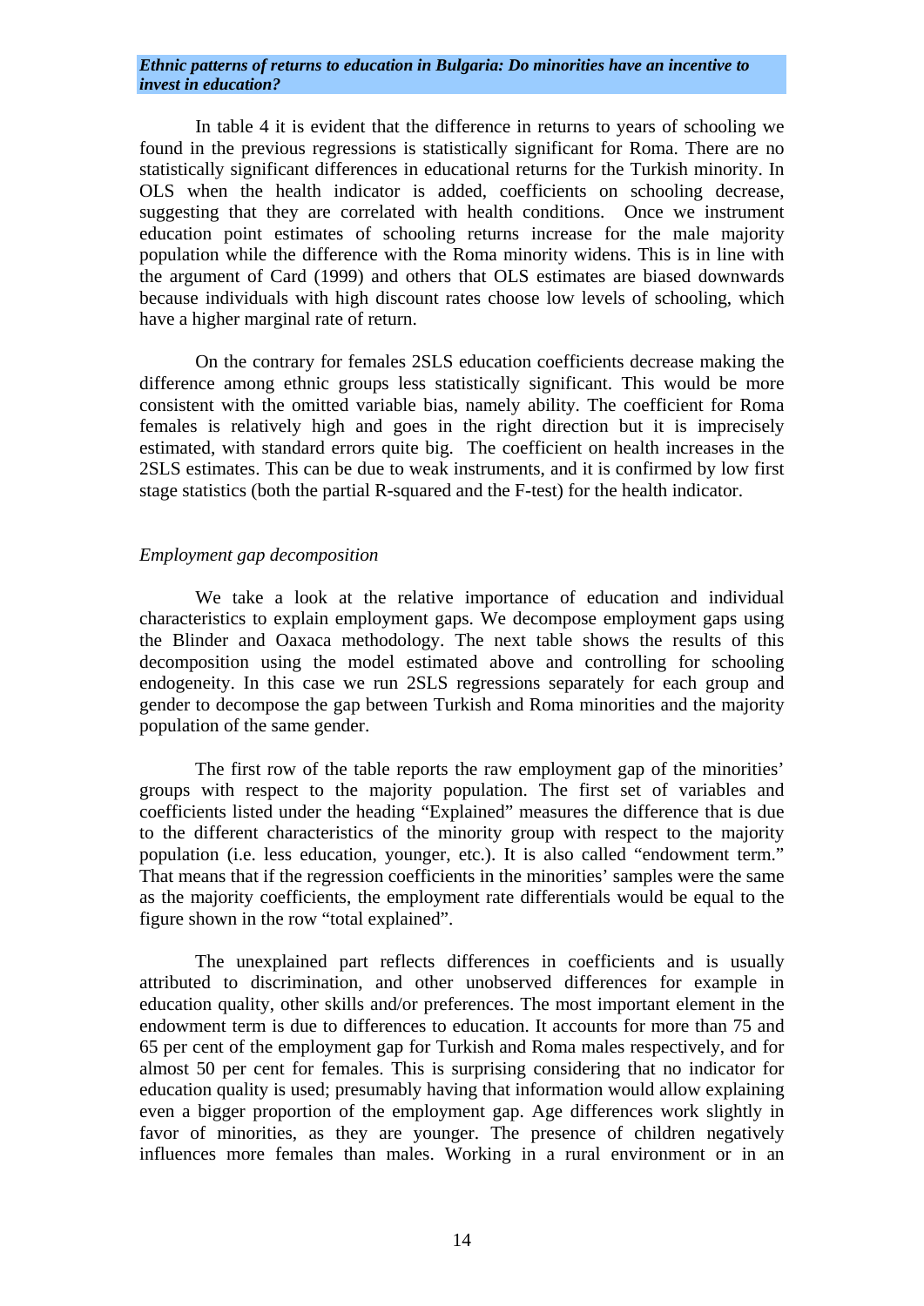In table 4 it is evident that the difference in returns to years of schooling we found in the previous regressions is statistically significant for Roma. There are no statistically significant differences in educational returns for the Turkish minority. In OLS when the health indicator is added, coefficients on schooling decrease, suggesting that they are correlated with health conditions. Once we instrument education point estimates of schooling returns increase for the male majority population while the difference with the Roma minority widens. This is in line with the argument of Card (1999) and others that OLS estimates are biased downwards because individuals with high discount rates choose low levels of schooling, which have a higher marginal rate of return.

On the contrary for females 2SLS education coefficients decrease making the difference among ethnic groups less statistically significant. This would be more consistent with the omitted variable bias, namely ability. The coefficient for Roma females is relatively high and goes in the right direction but it is imprecisely estimated, with standard errors quite big. The coefficient on health increases in the 2SLS estimates. This can be due to weak instruments, and it is confirmed by low first stage statistics (both the partial R-squared and the F-test) for the health indicator.

*Employment gap decomposition*

We take a look at the relative importance of education and individual characteristics to explain employment gaps. We decompose employment gaps using the Blinder and Oaxaca methodology. The next table shows the results of this decomposition using the model estimated above and controlling for schooling endogeneity. In this case we run 2SLS regressions separately for each group and gender to decompose the gap between Turkish and Roma minorities and the majority population of the same gender.

The first row of the table reports the raw employment gap of the minorities' groups with respect to the majority population. The first set of variables and coefficients listed under the heading "Explained" measures the difference that is due to the different characteristics of the minority group with respect to the majority population (i.e. less education, younger, etc.). It is also called "endowment term." That means that if the regression coefficients in the minorities' samples were the same as the majority coefficients, the employment rate differentials would be equal to the figure shown in the row "total explained".

The unexplained part reflects differences in coefficients and is usually attributed to discrimination, and other unobserved differences for example in education quality, other skills and/or preferences. The most important element in the endowment term is due to differences to education. It accounts for more than 75 and 65 per cent of the employment gap for Turkish and Roma males respectively, and for almost 50 per cent for females. This is surprising considering that no indicator for education quality is used; presumably having that information would allow explaining even a bigger proportion of the employment gap. Age differences work slightly in favor of minorities, as they are younger. The presence of children negatively influences more females than males. Working in a rural environment or in an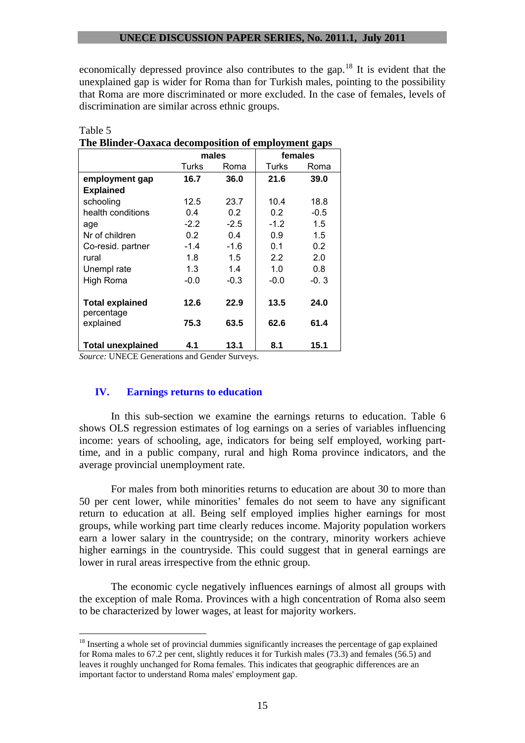economically depressed province also contributes to the gap.[18] It is evident that the unexplained gap is wider for Roma than for Turkish males, pointing to the possibility that Roma are more discriminated or more excluded. In the case of females, levels of discrimination are similar across ethnic groups.

Table 5

**The Blinder-Oaxaca decomposition of employment gaps**

| | males | | females | |
|---|---|---|---|---|
| | Turks | Roma | Turks | Roma |
| **employment gap** | **16.7** | **36.0** | **21.6** | **39.0** |
| **Explained** | | | | |
| schooling | 12.5 | 23.7 | 10.4 | 18.8 |
| health conditions | 0.4 | 0.2 | 0.2 | -0.5 |
| age | -2.2 | -2.5 | -1.2 | 1.5 |
| Nr of children | 0.2 | 0.4 | 0.9 | 1.5 |
| Co-resid. partner | -1.4 | -1.6 | 0.1 | 0.2 |
| rural | 1.8 | 1.5 | 2.2 | 2.0 |
| Unempl rate | 1.3 | 1.4 | 1.0 | 0.8 |
| High Roma | -0.0 | -0.3 | -0.0 | -0. 3 |
| **Total explained** | **12.6** | **22.9** | **13.5** | **24.0** |
| percentage explained | **75.3** | **63.5** | **62.6** | **61.4** |
| **Total unexplained** | **4.1** | **13.1** | **8.1** | **15.1** |

*Source:* UNECE Generations and Gender Surveys.

## IV. Earnings returns to education

In this sub-section we examine the earnings returns to education. Table 6 shows OLS regression estimates of log earnings on a series of variables influencing income: years of schooling, age, indicators for being self employed, working part-time, and in a public company, rural and high Roma province indicators, and the average provincial unemployment rate.

For males from both minorities returns to education are about 30 to more than 50 per cent lower, while minorities' females do not seem to have any significant return to education at all. Being self employed implies higher earnings for most groups, while working part time clearly reduces income. Majority population workers earn a lower salary in the countryside; on the contrary, minority workers achieve higher earnings in the countryside. This could suggest that in general earnings are lower in rural areas irrespective from the ethnic group.

The economic cycle negatively influences earnings of almost all groups with the exception of male Roma. Provinces with a high concentration of Roma also seem to be characterized by lower wages, at least for majority workers.

[18] Inserting a whole set of provincial dummies significantly increases the percentage of gap explained for Roma males to 67.2 per cent, slightly reduces it for Turkish males (73.3) and females (56.5) and leaves it roughly unchanged for Roma females. This indicates that geographic differences are an important factor to understand Roma males' employment gap.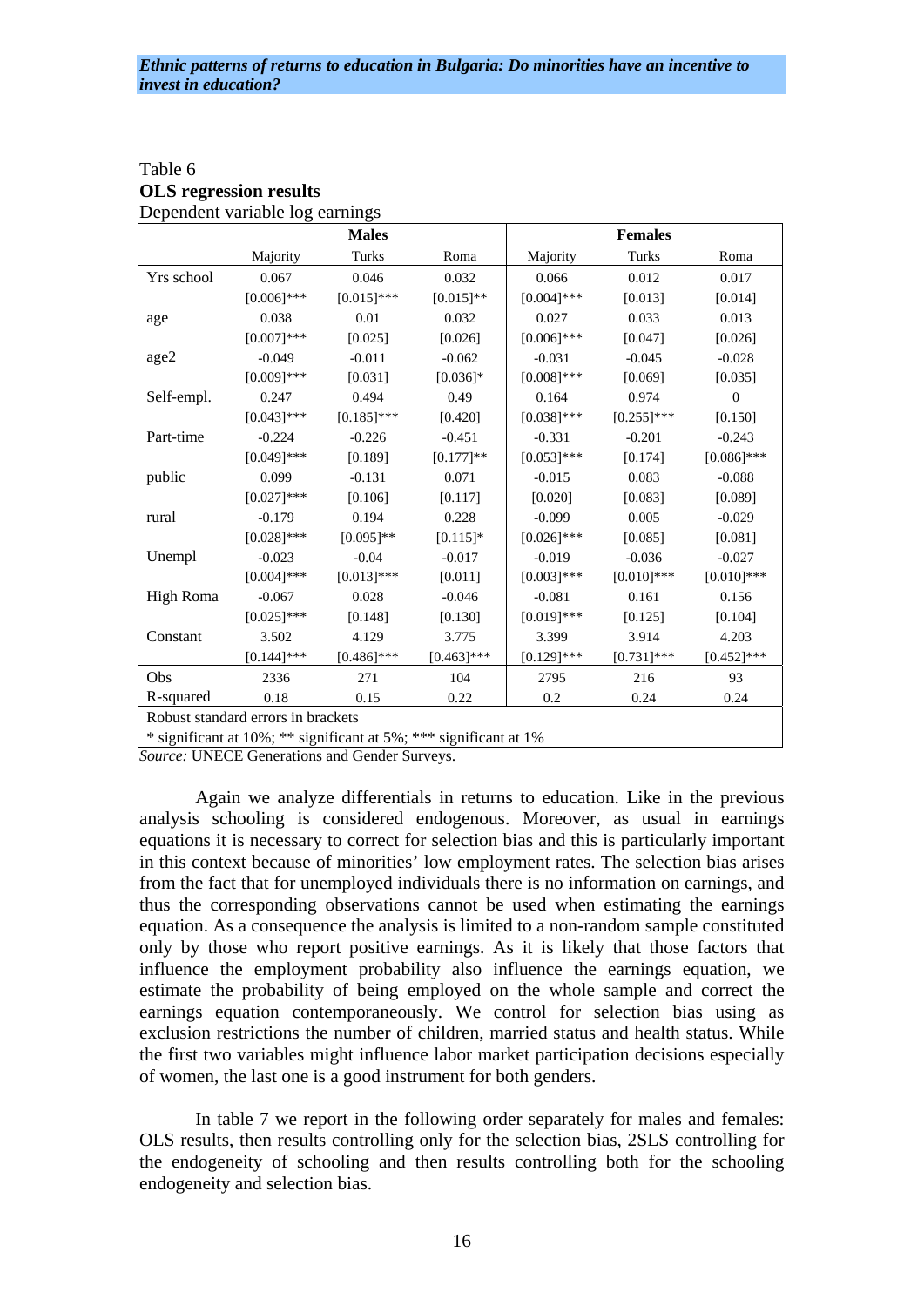Table 6
**OLS regression results**
Dependent variable log earnings

| | Males | | | Females | | |
|---|---|---|---|---|---|---|
| | Majority | Turks | Roma | Majority | Turks | Roma |
| Yrs school | 0.067 | 0.046 | 0.032 | 0.066 | 0.012 | 0.017 |
| | [0.006]*** | [0.015]*** | [0.015]** | [0.004]*** | [0.013] | [0.014] |
| age | 0.038 | 0.01 | 0.032 | 0.027 | 0.033 | 0.013 |
| | [0.007]*** | [0.025] | [0.026] | [0.006]*** | [0.047] | [0.026] |
| age2 | -0.049 | -0.011 | -0.062 | -0.031 | -0.045 | -0.028 |
| | [0.009]*** | [0.031] | [0.036]* | [0.008]*** | [0.069] | [0.035] |
| Self-empl. | 0.247 | 0.494 | 0.49 | 0.164 | 0.974 | 0 |
| | [0.043]*** | [0.185]*** | [0.420] | [0.038]*** | [0.255]*** | [0.150] |
| Part-time | -0.224 | -0.226 | -0.451 | -0.331 | -0.201 | -0.243 |
| | [0.049]*** | [0.189] | [0.177]** | [0.053]*** | [0.174] | [0.086]*** |
| public | 0.099 | -0.131 | 0.071 | -0.015 | 0.083 | -0.088 |
| | [0.027]*** | [0.106] | [0.117] | [0.020] | [0.083] | [0.089] |
| rural | -0.179 | 0.194 | 0.228 | -0.099 | 0.005 | -0.029 |
| | [0.028]*** | [0.095]** | [0.115]* | [0.026]*** | [0.085] | [0.081] |
| Unempl | -0.023 | -0.04 | -0.017 | -0.019 | -0.036 | -0.027 |
| | [0.004]*** | [0.013]*** | [0.011] | [0.003]*** | [0.010]*** | [0.010]*** |
| High Roma | -0.067 | 0.028 | -0.046 | -0.081 | 0.161 | 0.156 |
| | [0.025]*** | [0.148] | [0.130] | [0.019]*** | [0.125] | [0.104] |
| Constant | 3.502 | 4.129 | 3.775 | 3.399 | 3.914 | 4.203 |
| | [0.144]*** | [0.486]*** | [0.463]*** | [0.129]*** | [0.731]*** | [0.452]*** |
| Obs | 2336 | 271 | 104 | 2795 | 216 | 93 |
| R-squared | 0.18 | 0.15 | 0.22 | 0.2 | 0.24 | 0.24 |

Robust standard errors in brackets
* significant at 10%; ** significant at 5%; *** significant at 1%

*Source:* UNECE Generations and Gender Surveys.

Again we analyze differentials in returns to education. Like in the previous analysis schooling is considered endogenous. Moreover, as usual in earnings equations it is necessary to correct for selection bias and this is particularly important in this context because of minorities' low employment rates. The selection bias arises from the fact that for unemployed individuals there is no information on earnings, and thus the corresponding observations cannot be used when estimating the earnings equation. As a consequence the analysis is limited to a non-random sample constituted only by those who report positive earnings. As it is likely that those factors that influence the employment probability also influence the earnings equation, we estimate the probability of being employed on the whole sample and correct the earnings equation contemporaneously. We control for selection bias using as exclusion restrictions the number of children, married status and health status. While the first two variables might influence labor market participation decisions especially of women, the last one is a good instrument for both genders.

In table 7 we report in the following order separately for males and females: OLS results, then results controlling only for the selection bias, 2SLS controlling for the endogeneity of schooling and then results controlling both for the schooling endogeneity and selection bias.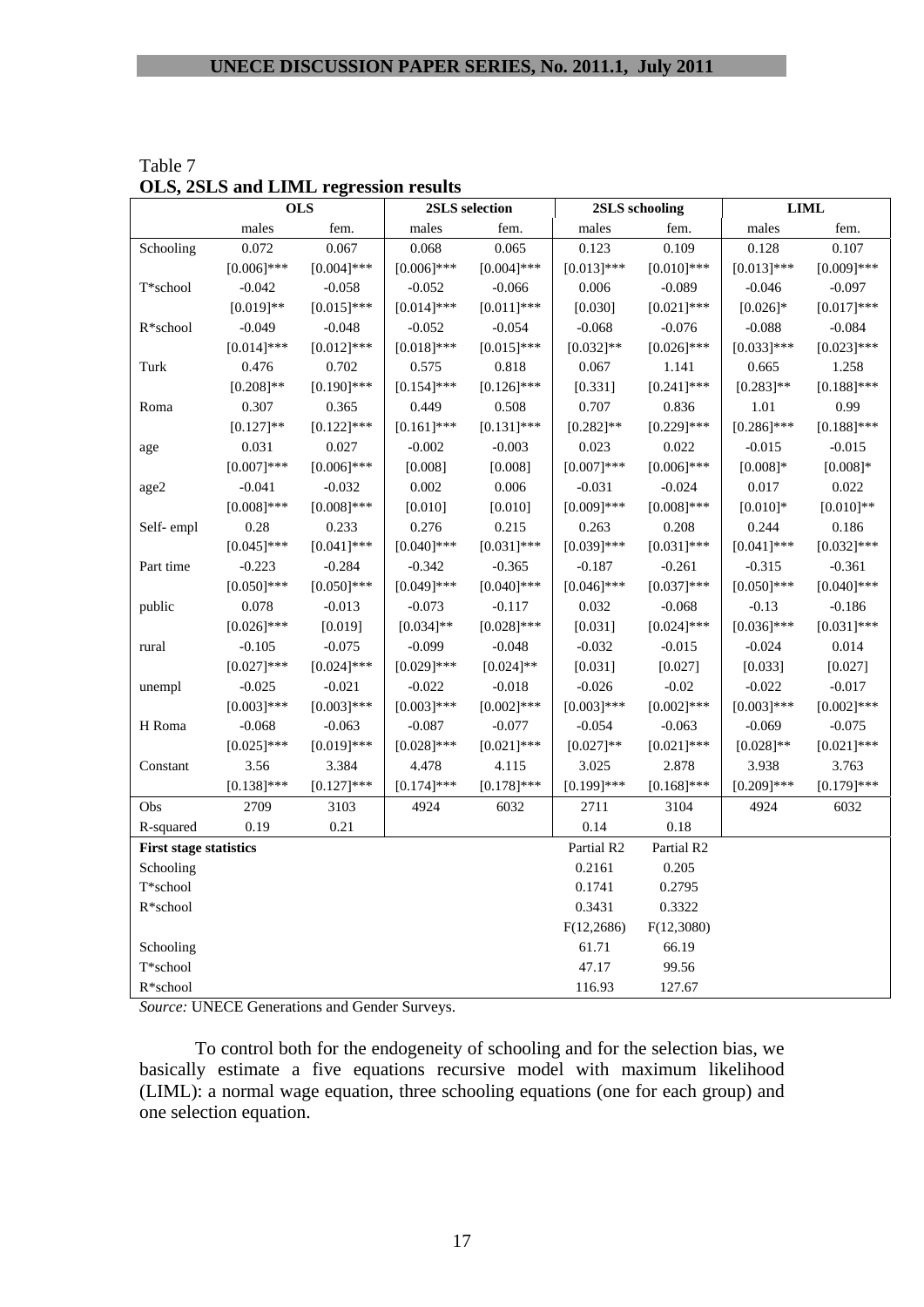Table 7
**OLS, 2SLS and LIML regression results**

| | OLS | | 2SLS selection | | 2SLS schooling | | LIML | |
|---|---|---|---|---|---|---|---|---|
| | males | fem. | males | fem. | males | fem. | males | fem. |
| Schooling | 0.072 | 0.067 | 0.068 | 0.065 | 0.123 | 0.109 | 0.128 | 0.107 |
| | [0.006]*** | [0.004]*** | [0.006]*** | [0.004]*** | [0.013]*** | [0.010]*** | [0.013]*** | [0.009]*** |
| T*school | -0.042 | -0.058 | -0.052 | -0.066 | 0.006 | -0.089 | -0.046 | -0.097 |
| | [0.019]** | [0.015]*** | [0.014]*** | [0.011]*** | [0.030] | [0.021]*** | [0.026]* | [0.017]*** |
| R*school | -0.049 | -0.048 | -0.052 | -0.054 | -0.068 | -0.076 | -0.088 | -0.084 |
| | [0.014]*** | [0.012]*** | [0.018]*** | [0.015]*** | [0.032]** | [0.026]*** | [0.033]*** | [0.023]*** |
| Turk | 0.476 | 0.702 | 0.575 | 0.818 | 0.067 | 1.141 | 0.665 | 1.258 |
| | [0.208]** | [0.190]*** | [0.154]*** | [0.126]*** | [0.331] | [0.241]*** | [0.283]** | [0.188]*** |
| Roma | 0.307 | 0.365 | 0.449 | 0.508 | 0.707 | 0.836 | 1.01 | 0.99 |
| | [0.127]** | [0.122]*** | [0.161]*** | [0.131]*** | [0.282]** | [0.229]*** | [0.286]*** | [0.188]*** |
| age | 0.031 | 0.027 | -0.002 | -0.003 | 0.023 | 0.022 | -0.015 | -0.015 |
| | [0.007]*** | [0.006]*** | [0.008] | [0.008] | [0.007]*** | [0.006]*** | [0.008]* | [0.008]* |
| age2 | -0.041 | -0.032 | 0.002 | 0.006 | -0.031 | -0.024 | 0.017 | 0.022 |
| | [0.008]*** | [0.008]*** | [0.010] | [0.010] | [0.009]*** | [0.008]*** | [0.010]* | [0.010]** |
| Self- empl | 0.28 | 0.233 | 0.276 | 0.215 | 0.263 | 0.208 | 0.244 | 0.186 |
| | [0.045]*** | [0.041]*** | [0.040]*** | [0.031]*** | [0.039]*** | [0.031]*** | [0.041]*** | [0.032]*** |
| Part time | -0.223 | -0.284 | -0.342 | -0.365 | -0.187 | -0.261 | -0.315 | -0.361 |
| | [0.050]*** | [0.050]*** | [0.049]*** | [0.040]*** | [0.046]*** | [0.037]*** | [0.050]*** | [0.040]*** |
| public | 0.078 | -0.013 | -0.073 | -0.117 | 0.032 | -0.068 | -0.13 | -0.186 |
| | [0.026]*** | [0.019] | [0.034]** | [0.028]*** | [0.031] | [0.024]*** | [0.036]*** | [0.031]*** |
| rural | -0.105 | -0.075 | -0.099 | -0.048 | -0.032 | -0.015 | -0.024 | 0.014 |
| | [0.027]*** | [0.024]*** | [0.029]*** | [0.024]** | [0.031] | [0.027] | [0.033] | [0.027] |
| unempl | -0.025 | -0.021 | -0.022 | -0.018 | -0.026 | -0.02 | -0.022 | -0.017 |
| | [0.003]*** | [0.003]*** | [0.003]*** | [0.002]*** | [0.003]*** | [0.002]*** | [0.003]*** | [0.002]*** |
| H Roma | -0.068 | -0.063 | -0.087 | -0.077 | -0.054 | -0.063 | -0.069 | -0.075 |
| | [0.025]*** | [0.019]*** | [0.028]*** | [0.021]*** | [0.027]** | [0.021]*** | [0.028]** | [0.021]*** |
| Constant | 3.56 | 3.384 | 4.478 | 4.115 | 3.025 | 2.878 | 3.938 | 3.763 |
| | [0.138]*** | [0.127]*** | [0.174]*** | [0.178]*** | [0.199]*** | [0.168]*** | [0.209]*** | [0.179]*** |
| Obs | 2709 | 3103 | 4924 | 6032 | 2711 | 3104 | 4924 | 6032 |
| R-squared | 0.19 | 0.21 | | | 0.14 | 0.18 | | |
| **First stage statistics** | | | | | Partial R2 | Partial R2 | | |
| Schooling | | | | | 0.2161 | 0.205 | | |
| T*school | | | | | 0.1741 | 0.2795 | | |
| R*school | | | | | 0.3431 | 0.3322 | | |
| | | | | | F(12,2686) | F(12,3080) | | |
| Schooling | | | | | 61.71 | 66.19 | | |
| T*school | | | | | 47.17 | 99.56 | | |
| R*school | | | | | 116.93 | 127.67 | | |

*Source:* UNECE Generations and Gender Surveys.

To control both for the endogeneity of schooling and for the selection bias, we basically estimate a five equations recursive model with maximum likelihood (LIML): a normal wage equation, three schooling equations (one for each group) and one selection equation.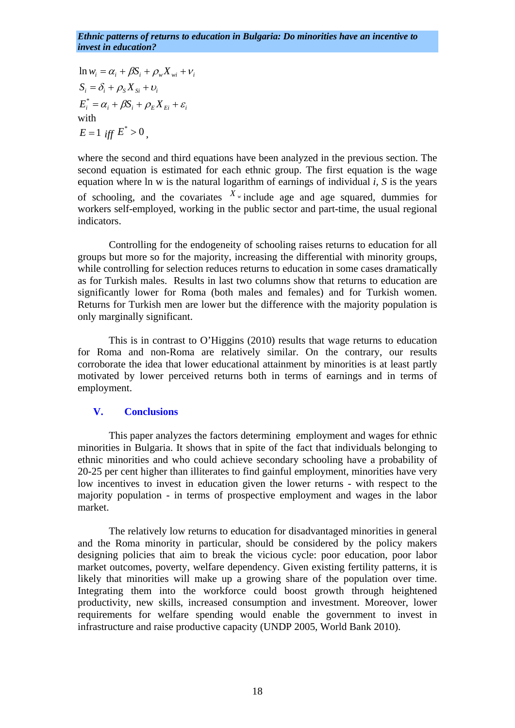$$\ln w_i = \alpha_i + \beta S_i + \rho_w X_{wi} + \nu_i$$

$$S_i = \delta_i + \rho_S X_{Si} + \upsilon_i$$

$$E_i^* = \alpha_i + \beta S_i + \rho_E X_{Ei} + \varepsilon_i$$

with

$$E = 1 \text{ } iff \text{ } E^* > 0,$$

where the second and third equations have been analyzed in the previous section. The second equation is estimated for each ethnic group. The first equation is the wage equation where ln w is the natural logarithm of earnings of individual *i*, *S* is the years of schooling, and the covariates $X_w$ include age and age squared, dummies for workers self-employed, working in the public sector and part-time, the usual regional indicators.

Controlling for the endogeneity of schooling raises returns to education for all groups but more so for the majority, increasing the differential with minority groups, while controlling for selection reduces returns to education in some cases dramatically as for Turkish males. Results in last two columns show that returns to education are significantly lower for Roma (both males and females) and for Turkish women. Returns for Turkish men are lower but the difference with the majority population is only marginally significant.

This is in contrast to O'Higgins (2010) results that wage returns to education for Roma and non-Roma are relatively similar. On the contrary, our results corroborate the idea that lower educational attainment by minorities is at least partly motivated by lower perceived returns both in terms of earnings and in terms of employment.

## V. Conclusions

This paper analyzes the factors determining employment and wages for ethnic minorities in Bulgaria. It shows that in spite of the fact that individuals belonging to ethnic minorities and who could achieve secondary schooling have a probability of 20-25 per cent higher than illiterates to find gainful employment, minorities have very low incentives to invest in education given the lower returns - with respect to the majority population - in terms of prospective employment and wages in the labor market.

The relatively low returns to education for disadvantaged minorities in general and the Roma minority in particular, should be considered by the policy makers designing policies that aim to break the vicious cycle: poor education, poor labor market outcomes, poverty, welfare dependency. Given existing fertility patterns, it is likely that minorities will make up a growing share of the population over time. Integrating them into the workforce could boost growth through heightened productivity, new skills, increased consumption and investment. Moreover, lower requirements for welfare spending would enable the government to invest in infrastructure and raise productive capacity (UNDP 2005, World Bank 2010).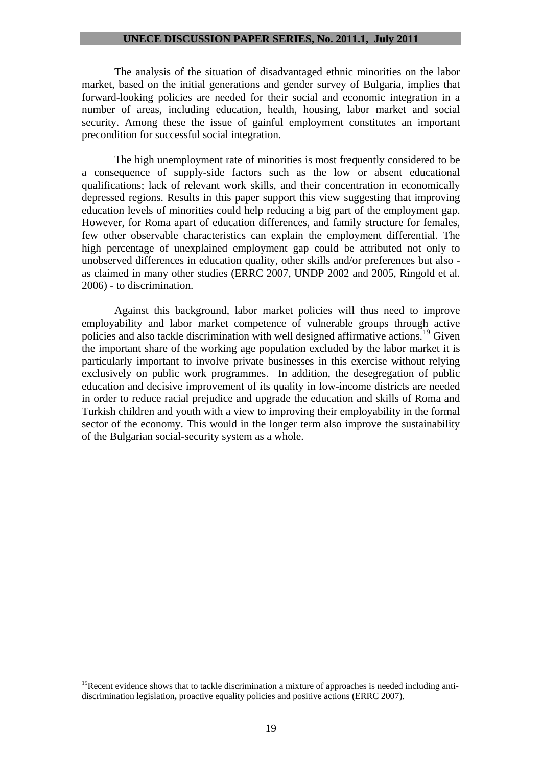The analysis of the situation of disadvantaged ethnic minorities on the labor market, based on the initial generations and gender survey of Bulgaria, implies that forward-looking policies are needed for their social and economic integration in a number of areas, including education, health, housing, labor market and social security. Among these the issue of gainful employment constitutes an important precondition for successful social integration.

The high unemployment rate of minorities is most frequently considered to be a consequence of supply-side factors such as the low or absent educational qualifications; lack of relevant work skills, and their concentration in economically depressed regions. Results in this paper support this view suggesting that improving education levels of minorities could help reducing a big part of the employment gap. However, for Roma apart of education differences, and family structure for females, few other observable characteristics can explain the employment differential. The high percentage of unexplained employment gap could be attributed not only to unobserved differences in education quality, other skills and/or preferences but also - as claimed in many other studies (ERRC 2007, UNDP 2002 and 2005, Ringold et al. 2006) - to discrimination.

Against this background, labor market policies will thus need to improve employability and labor market competence of vulnerable groups through active policies and also tackle discrimination with well designed affirmative actions.[19] Given the important share of the working age population excluded by the labor market it is particularly important to involve private businesses in this exercise without relying exclusively on public work programmes. In addition, the desegregation of public education and decisive improvement of its quality in low-income districts are needed in order to reduce racial prejudice and upgrade the education and skills of Roma and Turkish children and youth with a view to improving their employability in the formal sector of the economy. This would in the longer term also improve the sustainability of the Bulgarian social-security system as a whole.

---

[19] Recent evidence shows that to tackle discrimination a mixture of approaches is needed including anti-discrimination legislation**,** proactive equality policies and positive actions (ERRC 2007).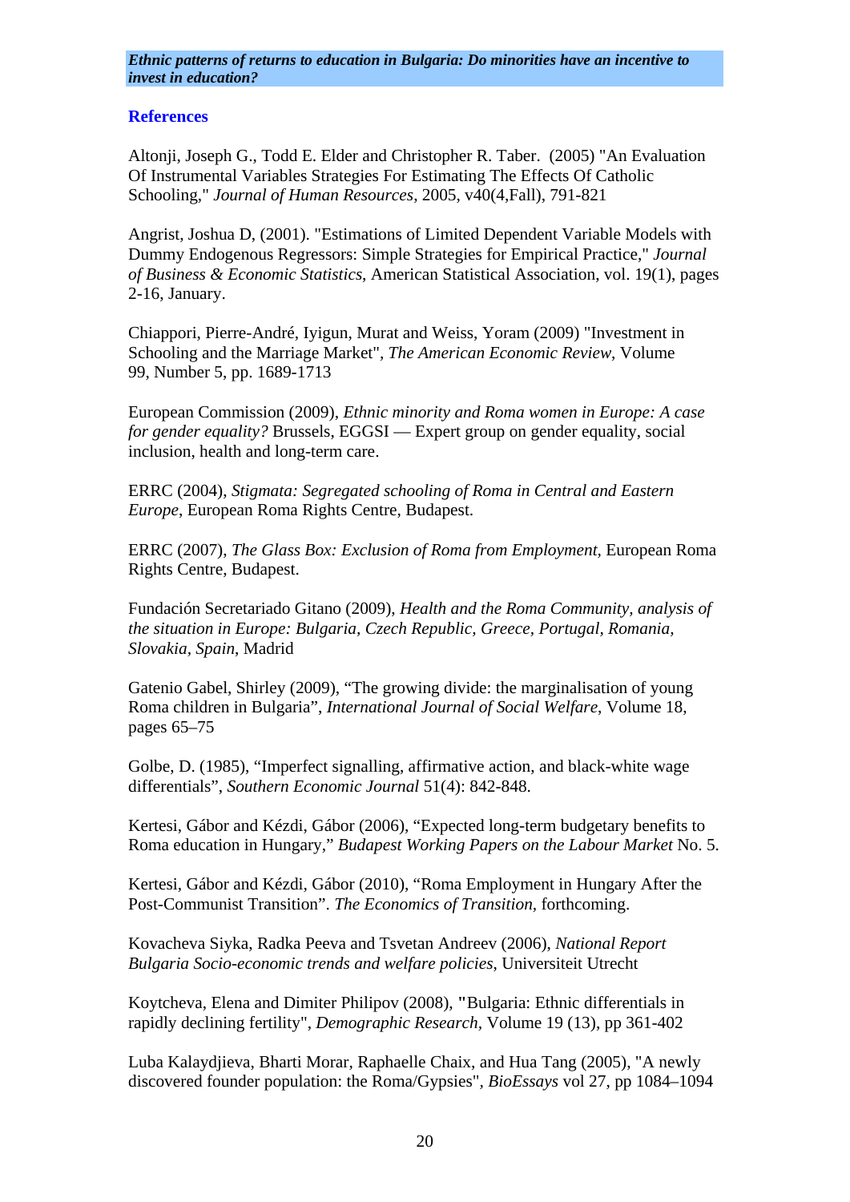## References

Altonji, Joseph G., Todd E. Elder and Christopher R. Taber. (2005) "An Evaluation Of Instrumental Variables Strategies For Estimating The Effects Of Catholic Schooling," *Journal of Human Resources*, 2005, v40(4,Fall), 791-821

Angrist, Joshua D, (2001). "Estimations of Limited Dependent Variable Models with Dummy Endogenous Regressors: Simple Strategies for Empirical Practice," *Journal of Business & Economic Statistics*, American Statistical Association, vol. 19(1), pages 2-16, January.

Chiappori, Pierre-André, Iyigun, Murat and Weiss, Yoram (2009) "Investment in Schooling and the Marriage Market", *The American Economic Review*, Volume 99, Number 5, pp. 1689-1713

European Commission (2009), *Ethnic minority and Roma women in Europe: A case for gender equality?* Brussels, EGGSI — Expert group on gender equality, social inclusion, health and long-term care.

ERRC (2004), *Stigmata: Segregated schooling of Roma in Central and Eastern Europe*, European Roma Rights Centre, Budapest.

ERRC (2007), *The Glass Box: Exclusion of Roma from Employment*, European Roma Rights Centre, Budapest.

Fundación Secretariado Gitano (2009), *Health and the Roma Community, analysis of the situation in Europe: Bulgaria, Czech Republic, Greece, Portugal, Romania, Slovakia, Spain*, Madrid

Gatenio Gabel, Shirley (2009), "The growing divide: the marginalisation of young Roma children in Bulgaria", *International Journal of Social Welfare*, Volume 18, pages 65–75

Golbe, D. (1985), "Imperfect signalling, affirmative action, and black-white wage differentials", *Southern Economic Journal* 51(4): 842-848.

Kertesi, Gábor and Kézdi, Gábor (2006), "Expected long-term budgetary benefits to Roma education in Hungary," *Budapest Working Papers on the Labour Market* No. 5.

Kertesi, Gábor and Kézdi, Gábor (2010), "Roma Employment in Hungary After the Post-Communist Transition". *The Economics of Transition*, forthcoming.

Kovacheva Siyka, Radka Peeva and Tsvetan Andreev (2006), *National Report Bulgaria Socio-economic trends and welfare policies*, Universiteit Utrecht

Koytcheva, Elena and Dimiter Philipov (2008), "Bulgaria: Ethnic differentials in rapidly declining fertility", *Demographic Research*, Volume 19 (13), pp 361-402

Luba Kalaydjieva, Bharti Morar, Raphaelle Chaix, and Hua Tang (2005), "A newly discovered founder population: the Roma/Gypsies", *BioEssays* vol 27, pp 1084–1094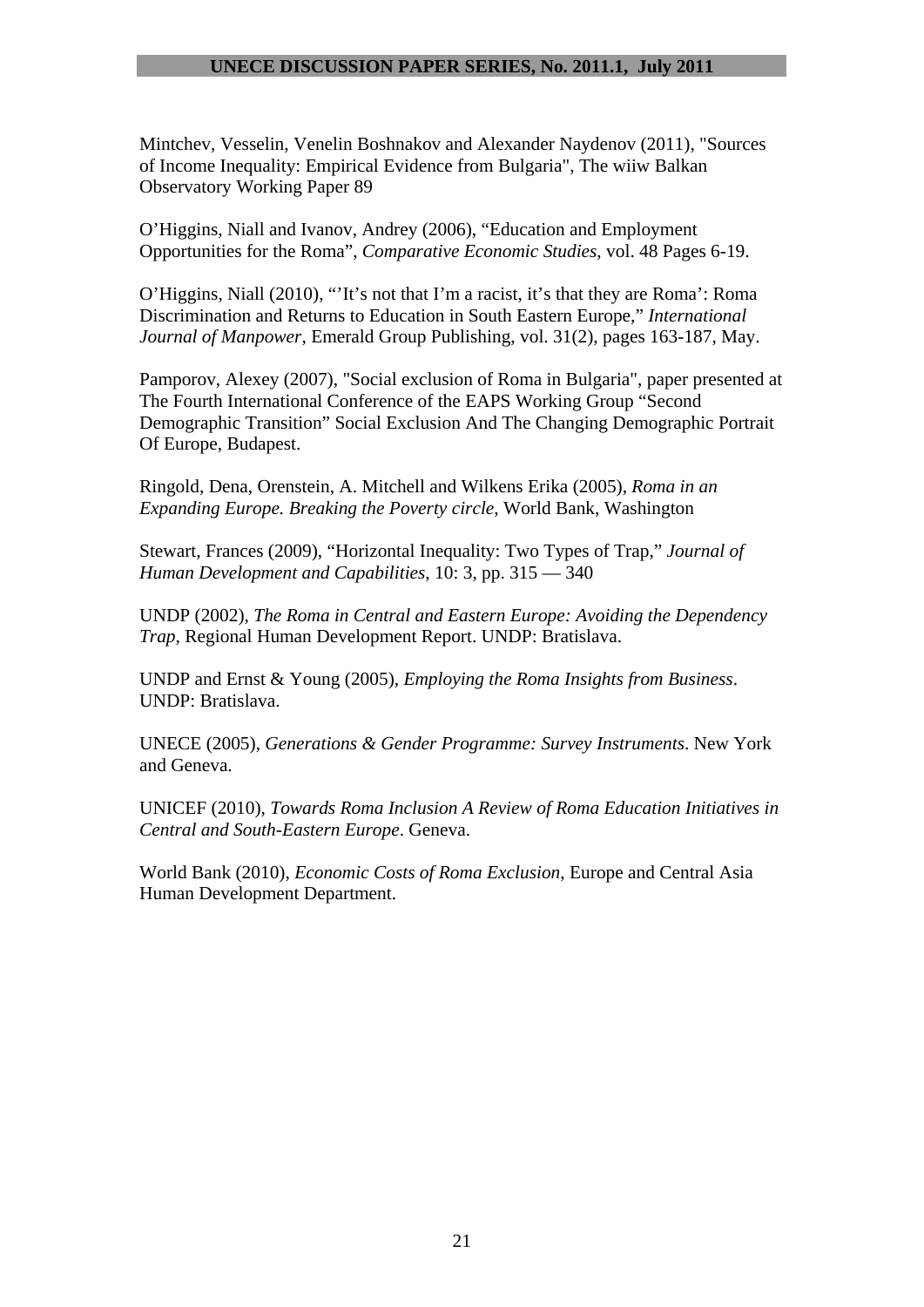Mintchev, Vesselin, Venelin Boshnakov and Alexander Naydenov (2011), "Sources of Income Inequality: Empirical Evidence from Bulgaria", The wiiw Balkan Observatory Working Paper 89

O'Higgins, Niall and Ivanov, Andrey (2006), "Education and Employment Opportunities for the Roma", *Comparative Economic Studies*, vol. 48 Pages 6-19.

O'Higgins, Niall (2010), "'It's not that I'm a racist, it's that they are Roma': Roma Discrimination and Returns to Education in South Eastern Europe," *International Journal of Manpower*, Emerald Group Publishing, vol. 31(2), pages 163-187, May.

Pamporov, Alexey (2007), "Social exclusion of Roma in Bulgaria", paper presented at The Fourth International Conference of the EAPS Working Group "Second Demographic Transition" Social Exclusion And The Changing Demographic Portrait Of Europe, Budapest.

Ringold, Dena, Orenstein, A. Mitchell and Wilkens Erika (2005), *Roma in an Expanding Europe. Breaking the Poverty circle*, World Bank, Washington

Stewart, Frances (2009), "Horizontal Inequality: Two Types of Trap," *Journal of Human Development and Capabilities*, 10: 3, pp. 315 — 340

UNDP (2002), *The Roma in Central and Eastern Europe: Avoiding the Dependency Trap,* Regional Human Development Report. UNDP: Bratislava.

UNDP and Ernst & Young (2005), *Employing the Roma Insights from Business*. UNDP: Bratislava.

UNECE (2005), *Generations & Gender Programme: Survey Instruments*. New York and Geneva.

UNICEF (2010), *Towards Roma Inclusion A Review of Roma Education Initiatives in Central and South-Eastern Europe*. Geneva.

World Bank (2010), *Economic Costs of Roma Exclusion*, Europe and Central Asia Human Development Department.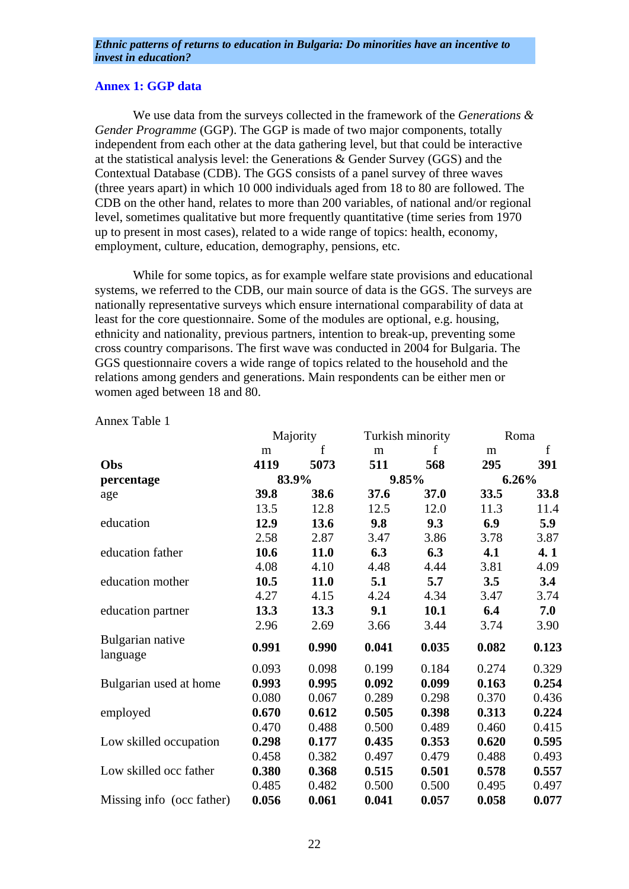## Annex 1: GGP data

We use data from the surveys collected in the framework of the *Generations & Gender Programme* (GGP). The GGP is made of two major components, totally independent from each other at the data gathering level, but that could be interactive at the statistical analysis level: the Generations & Gender Survey (GGS) and the Contextual Database (CDB). The GGS consists of a panel survey of three waves (three years apart) in which 10 000 individuals aged from 18 to 80 are followed. The CDB on the other hand, relates to more than 200 variables, of national and/or regional level, sometimes qualitative but more frequently quantitative (time series from 1970 up to present in most cases), related to a wide range of topics: health, economy, employment, culture, education, demography, pensions, etc.

While for some topics, as for example welfare state provisions and educational systems, we referred to the CDB, our main source of data is the GGS. The surveys are nationally representative surveys which ensure international comparability of data at least for the core questionnaire. Some of the modules are optional, e.g. housing, ethnicity and nationality, previous partners, intention to break-up, preventing some cross country comparisons. The first wave was conducted in 2004 for Bulgaria. The GGS questionnaire covers a wide range of topics related to the household and the relations among genders and generations. Main respondents can be either men or women aged between 18 and 80.

Annex Table 1

| | Majority | | Turkish minority | | Roma | |
|---|---|---|---|---|---|---|
| | m | f | m | f | m | f |
| **Obs** | **4119** | **5073** | **511** | **568** | **295** | **391** |
| **percentage** | **83.9%** | | **9.85%** | | **6.26%** | |
| age | **39.8** | **38.6** | **37.6** | **37.0** | **33.5** | **33.8** |
| | 13.5 | 12.8 | 12.5 | 12.0 | 11.3 | 11.4 |
| education | **12.9** | **13.6** | **9.8** | **9.3** | **6.9** | **5.9** |
| | 2.58 | 2.87 | 3.47 | 3.86 | 3.78 | 3.87 |
| education father | **10.6** | **11.0** | **6.3** | **6.3** | **4.1** | **4. 1** |
| | 4.08 | 4.10 | 4.48 | 4.44 | 3.81 | 4.09 |
| education mother | **10.5** | **11.0** | **5.1** | **5.7** | **3.5** | **3.4** |
| | 4.27 | 4.15 | 4.24 | 4.34 | 3.47 | 3.74 |
| education partner | **13.3** | **13.3** | **9.1** | **10.1** | **6.4** | **7.0** |
| | 2.96 | 2.69 | 3.66 | 3.44 | 3.74 | 3.90 |
| Bulgarian native language | **0.991** | **0.990** | **0.041** | **0.035** | **0.082** | **0.123** |
| | 0.093 | 0.098 | 0.199 | 0.184 | 0.274 | 0.329 |
| Bulgarian used at home | **0.993** | **0.995** | **0.092** | **0.099** | **0.163** | **0.254** |
| | 0.080 | 0.067 | 0.289 | 0.298 | 0.370 | 0.436 |
| employed | **0.670** | **0.612** | **0.505** | **0.398** | **0.313** | **0.224** |
| | 0.470 | 0.488 | 0.500 | 0.489 | 0.460 | 0.415 |
| Low skilled occupation | **0.298** | **0.177** | **0.435** | **0.353** | **0.620** | **0.595** |
| | 0.458 | 0.382 | 0.497 | 0.479 | 0.488 | 0.493 |
| Low skilled occ father | **0.380** | **0.368** | **0.515** | **0.501** | **0.578** | **0.557** |
| | 0.485 | 0.482 | 0.500 | 0.500 | 0.495 | 0.497 |
| Missing info (occ father) | **0.056** | **0.061** | **0.041** | **0.057** | **0.058** | **0.077** |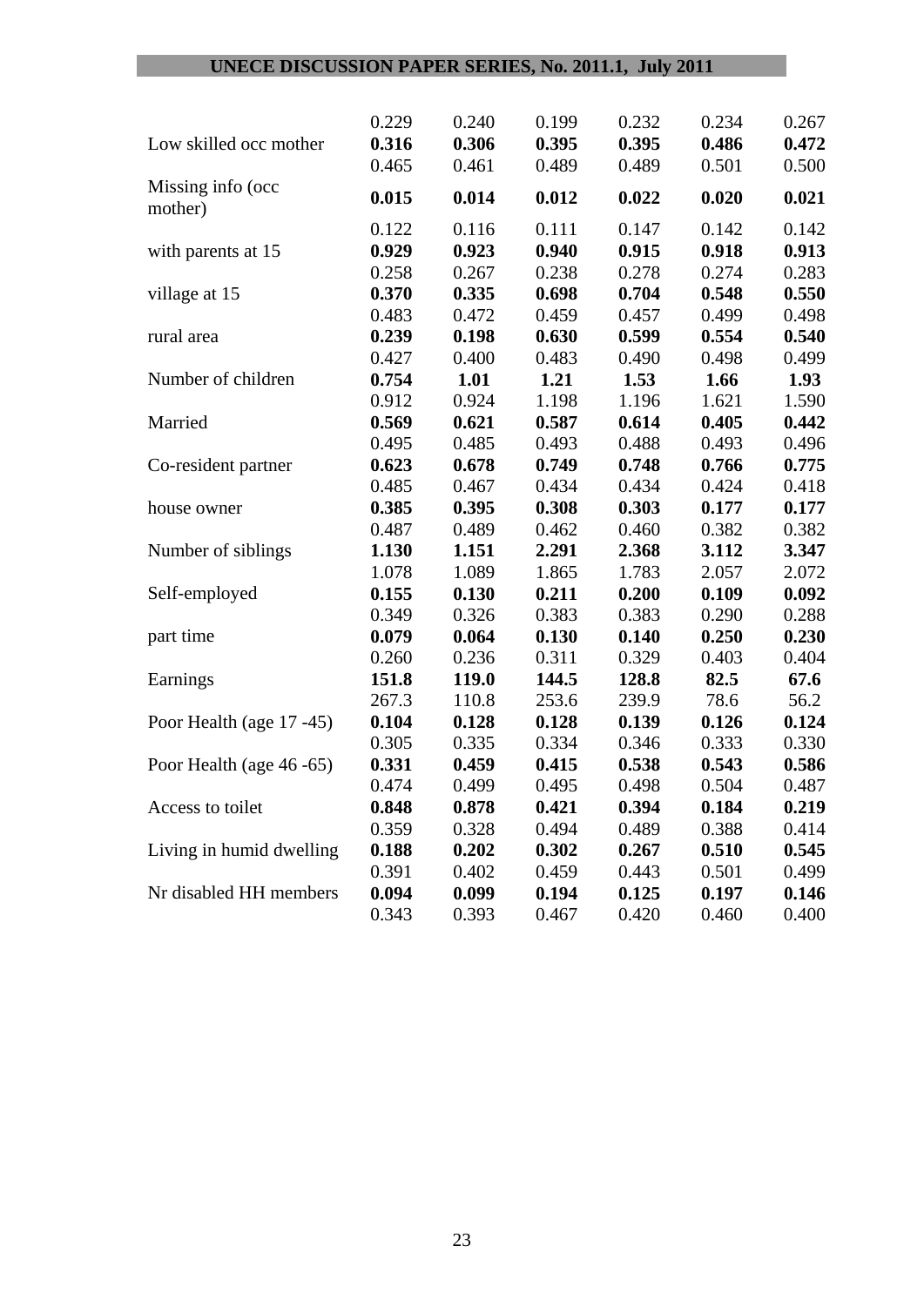| | | | | | | |
|---|---|---|---|---|---|---|
| | 0.229 | 0.240 | 0.199 | 0.232 | 0.234 | 0.267 |
| Low skilled occ mother | **0.316** | **0.306** | **0.395** | **0.395** | **0.486** | **0.472** |
| | 0.465 | 0.461 | 0.489 | 0.489 | 0.501 | 0.500 |
| Missing info (occ mother) | **0.015** | **0.014** | **0.012** | **0.022** | **0.020** | **0.021** |
| | 0.122 | 0.116 | 0.111 | 0.147 | 0.142 | 0.142 |
| with parents at 15 | **0.929** | **0.923** | **0.940** | **0.915** | **0.918** | **0.913** |
| | 0.258 | 0.267 | 0.238 | 0.278 | 0.274 | 0.283 |
| village at 15 | **0.370** | **0.335** | **0.698** | **0.704** | **0.548** | **0.550** |
| | 0.483 | 0.472 | 0.459 | 0.457 | 0.499 | 0.498 |
| rural area | **0.239** | **0.198** | **0.630** | **0.599** | **0.554** | **0.540** |
| | 0.427 | 0.400 | 0.483 | 0.490 | 0.498 | 0.499 |
| Number of children | **0.754** | **1.01** | **1.21** | **1.53** | **1.66** | **1.93** |
| | 0.912 | 0.924 | 1.198 | 1.196 | 1.621 | 1.590 |
| Married | **0.569** | **0.621** | **0.587** | **0.614** | **0.405** | **0.442** |
| | 0.495 | 0.485 | 0.493 | 0.488 | 0.493 | 0.496 |
| Co-resident partner | **0.623** | **0.678** | **0.749** | **0.748** | **0.766** | **0.775** |
| | 0.485 | 0.467 | 0.434 | 0.434 | 0.424 | 0.418 |
| house owner | **0.385** | **0.395** | **0.308** | **0.303** | **0.177** | **0.177** |
| | 0.487 | 0.489 | 0.462 | 0.460 | 0.382 | 0.382 |
| Number of siblings | **1.130** | **1.151** | **2.291** | **2.368** | **3.112** | **3.347** |
| | 1.078 | 1.089 | 1.865 | 1.783 | 2.057 | 2.072 |
| Self-employed | **0.155** | **0.130** | **0.211** | **0.200** | **0.109** | **0.092** |
| | 0.349 | 0.326 | 0.383 | 0.383 | 0.290 | 0.288 |
| part time | **0.079** | **0.064** | **0.130** | **0.140** | **0.250** | **0.230** |
| | 0.260 | 0.236 | 0.311 | 0.329 | 0.403 | 0.404 |
| Earnings | **151.8** | **119.0** | **144.5** | **128.8** | **82.5** | **67.6** |
| | 267.3 | 110.8 | 253.6 | 239.9 | 78.6 | 56.2 |
| Poor Health (age 17 -45) | **0.104** | **0.128** | **0.128** | **0.139** | **0.126** | **0.124** |
| | 0.305 | 0.335 | 0.334 | 0.346 | 0.333 | 0.330 |
| Poor Health (age 46 -65) | **0.331** | **0.459** | **0.415** | **0.538** | **0.543** | **0.586** |
| | 0.474 | 0.499 | 0.495 | 0.498 | 0.504 | 0.487 |
| Access to toilet | **0.848** | **0.878** | **0.421** | **0.394** | **0.184** | **0.219** |
| | 0.359 | 0.328 | 0.494 | 0.489 | 0.388 | 0.414 |
| Living in humid dwelling | **0.188** | **0.202** | **0.302** | **0.267** | **0.510** | **0.545** |
| | 0.391 | 0.402 | 0.459 | 0.443 | 0.501 | 0.499 |
| Nr disabled HH members | **0.094** | **0.099** | **0.194** | **0.125** | **0.197** | **0.146** |
| | 0.343 | 0.393 | 0.467 | 0.420 | 0.460 | 0.400 |